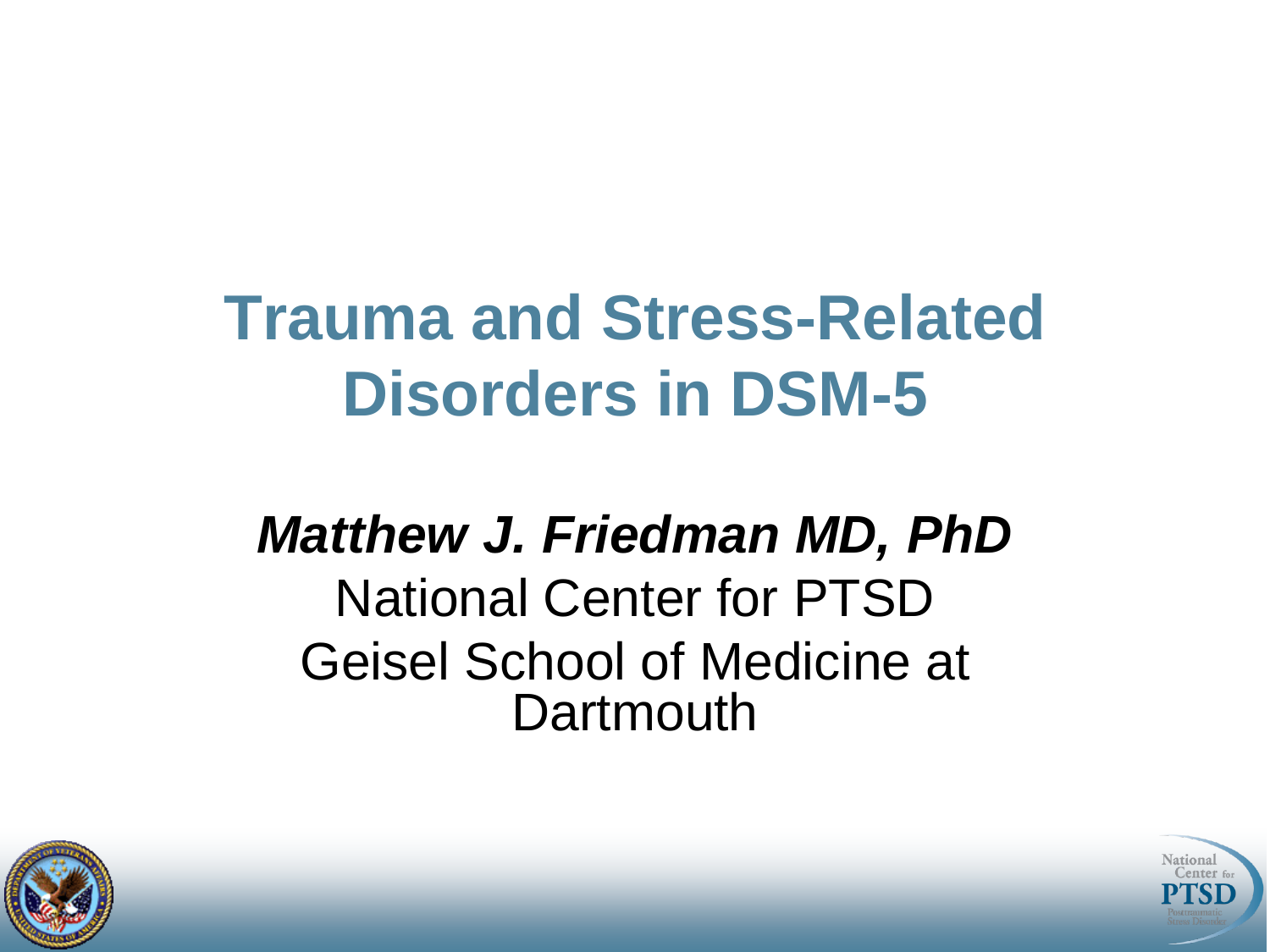# Trauma and Stress-Related Disorders in DSM-5

***Matthew J. Friedman MD, PhD***

National Center for PTSD

Geisel School of Medicine at Dartmouth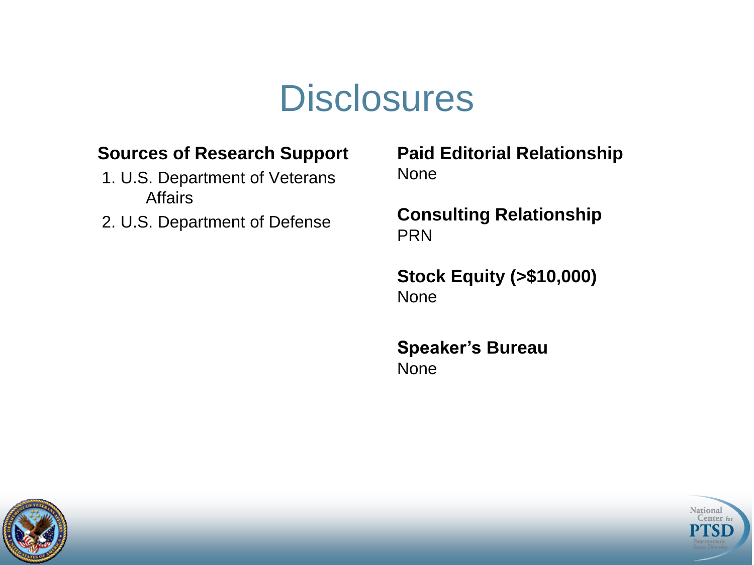# Disclosures

**Sources of Research Support**

1. U.S. Department of Veterans Affairs
2. U.S. Department of Defense

**Paid Editorial Relationship**
None

**Consulting Relationship**
PRN

**Stock Equity (>$10,000)**
None

**Speaker's Bureau**
None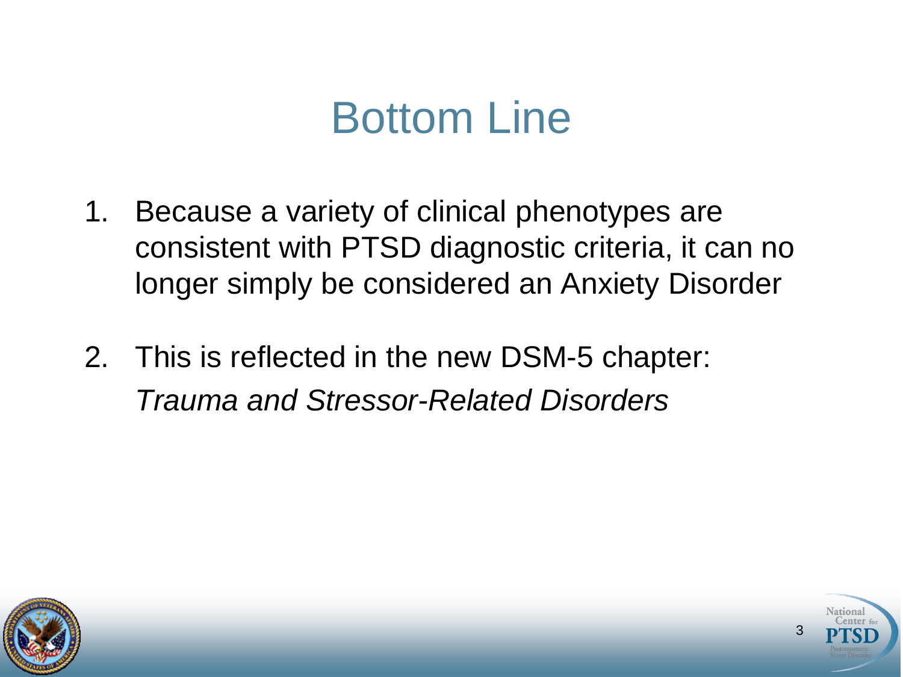# Bottom Line

1. Because a variety of clinical phenotypes are consistent with PTSD diagnostic criteria, it can no longer simply be considered an Anxiety Disorder

2. This is reflected in the new DSM-5 chapter: *Trauma and Stressor-Related Disorders*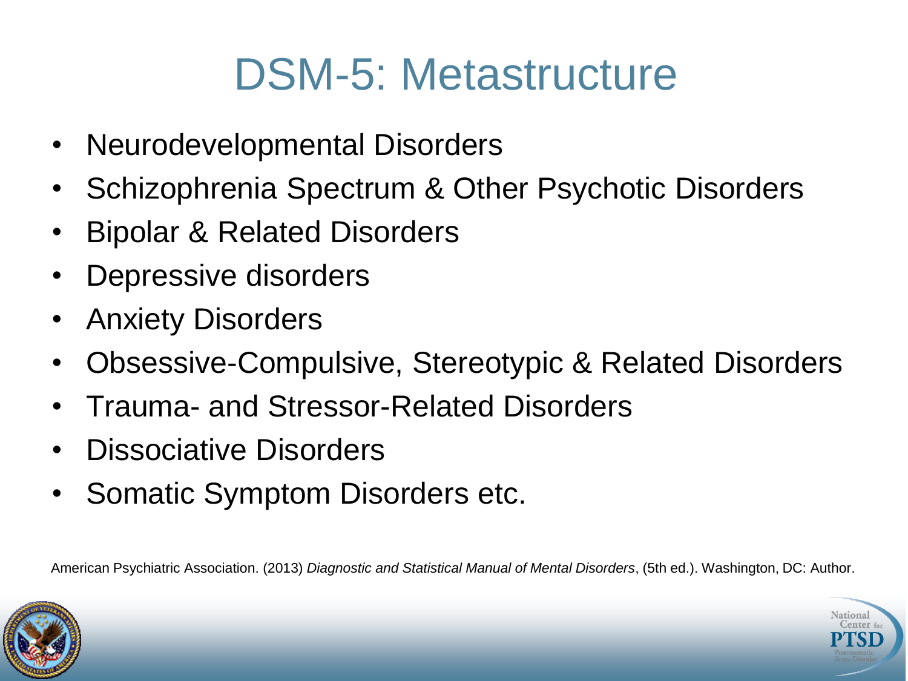# DSM-5: Metastructure

- Neurodevelopmental Disorders
- Schizophrenia Spectrum & Other Psychotic Disorders
- Bipolar & Related Disorders
- Depressive disorders
- Anxiety Disorders
- Obsessive-Compulsive, Stereotypic & Related Disorders
- Trauma- and Stressor-Related Disorders
- Dissociative Disorders
- Somatic Symptom Disorders etc.

American Psychiatric Association. (2013) *Diagnostic and Statistical Manual of Mental Disorders*, (5th ed.). Washington, DC: Author.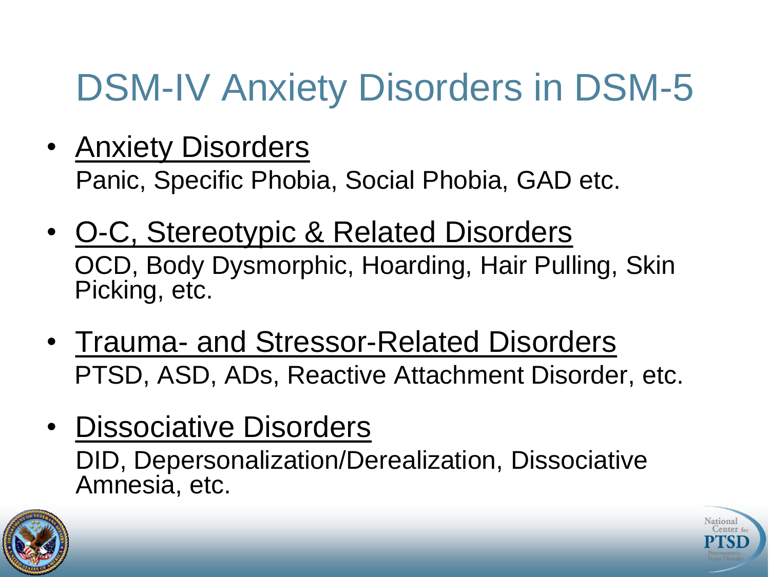# DSM-IV Anxiety Disorders in DSM-5

- Anxiety Disorders
  Panic, Specific Phobia, Social Phobia, GAD etc.
- O-C, Stereotypic & Related Disorders
  OCD, Body Dysmorphic, Hoarding, Hair Pulling, Skin Picking, etc.
- Trauma- and Stressor-Related Disorders
  PTSD, ASD, ADs, Reactive Attachment Disorder, etc.
- Dissociative Disorders
  DID, Depersonalization/Derealization, Dissociative Amnesia, etc.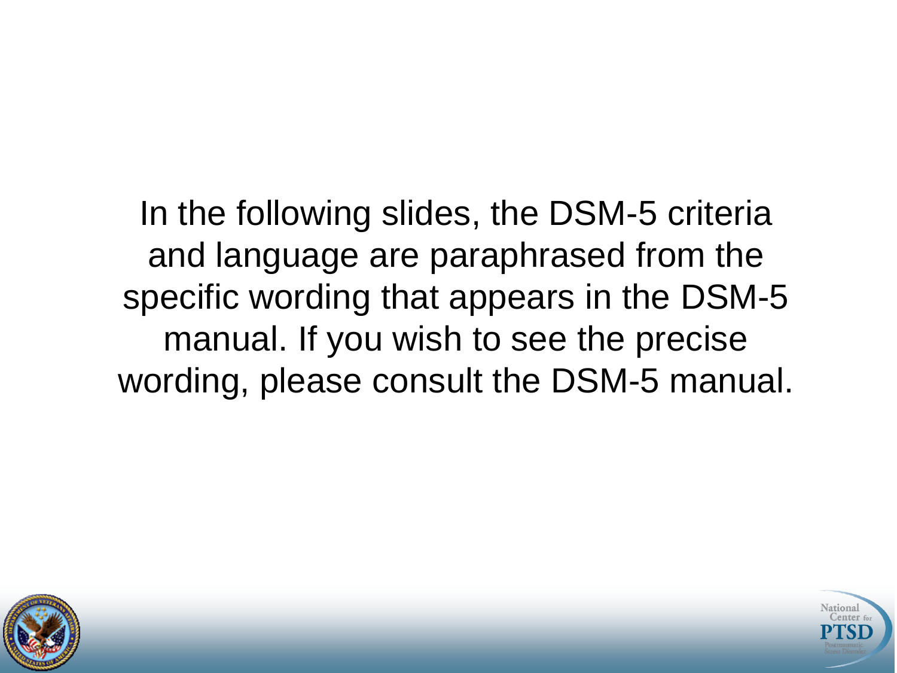In the following slides, the DSM-5 criteria and language are paraphrased from the specific wording that appears in the DSM-5 manual. If you wish to see the precise wording, please consult the DSM-5 manual.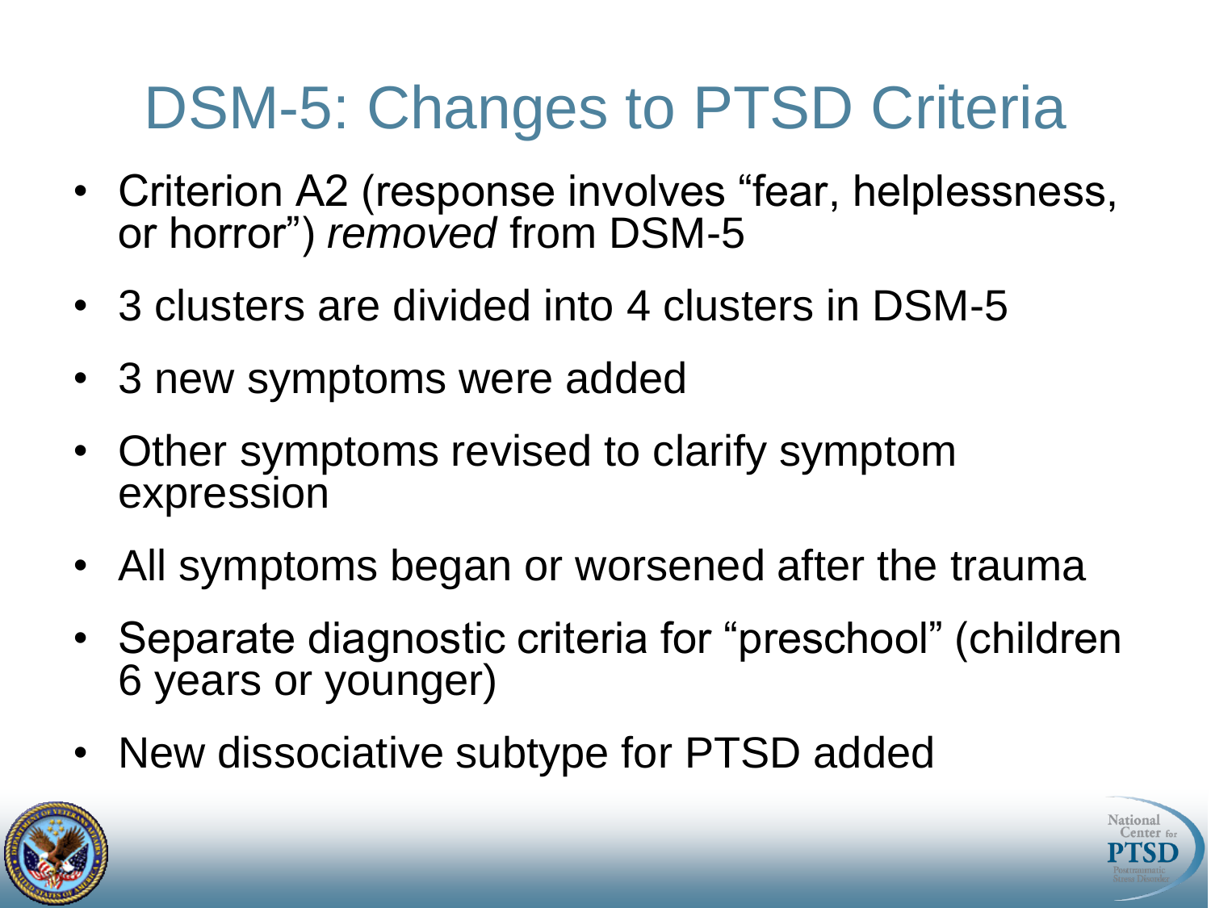# DSM-5: Changes to PTSD Criteria

- Criterion A2 (response involves "fear, helplessness, or horror") *removed* from DSM-5
- 3 clusters are divided into 4 clusters in DSM-5
- 3 new symptoms were added
- Other symptoms revised to clarify symptom expression
- All symptoms began or worsened after the trauma
- Separate diagnostic criteria for "preschool" (children 6 years or younger)
- New dissociative subtype for PTSD added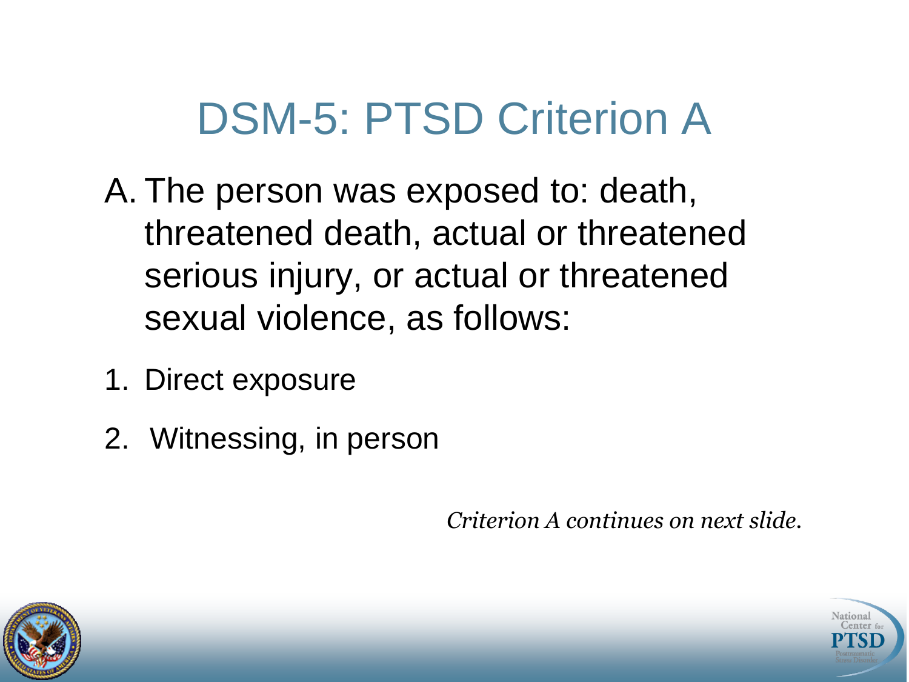# DSM-5: PTSD Criterion A

A. The person was exposed to: death, threatened death, actual or threatened serious injury, or actual or threatened sexual violence, as follows:

1. Direct exposure
2. Witnessing, in person

*Criterion A continues on next slide.*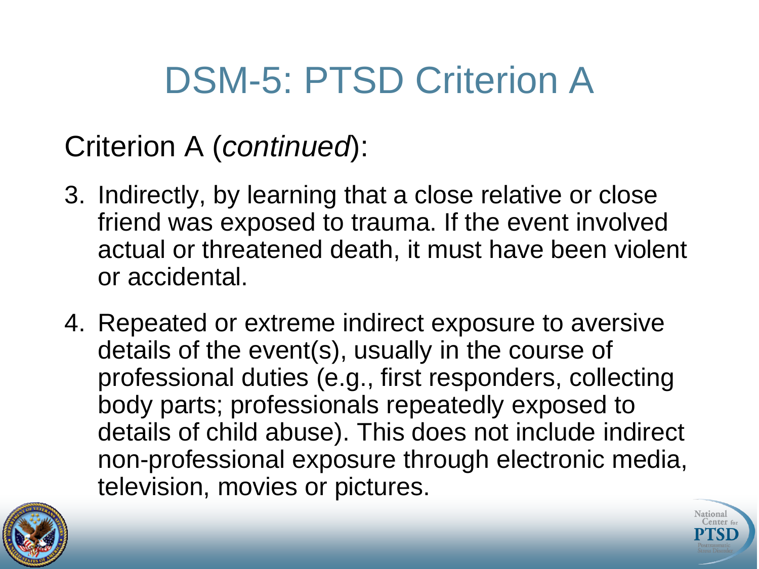# DSM-5: PTSD Criterion A

Criterion A (*continued*):

3. Indirectly, by learning that a close relative or close friend was exposed to trauma. If the event involved actual or threatened death, it must have been violent or accidental.

4. Repeated or extreme indirect exposure to aversive details of the event(s), usually in the course of professional duties (e.g., first responders, collecting body parts; professionals repeatedly exposed to details of child abuse). This does not include indirect non-professional exposure through electronic media, television, movies or pictures.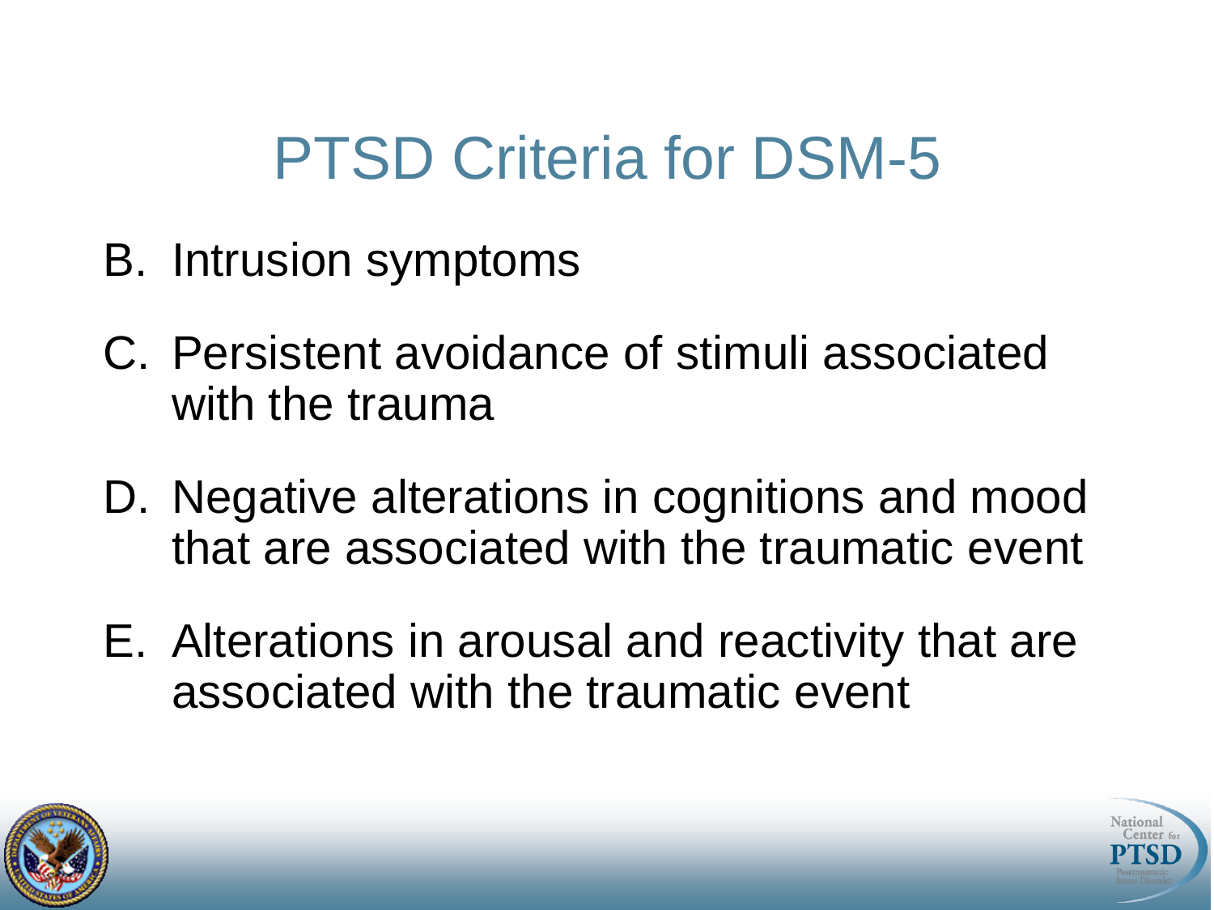# PTSD Criteria for DSM-5

B. Intrusion symptoms

C. Persistent avoidance of stimuli associated with the trauma

D. Negative alterations in cognitions and mood that are associated with the traumatic event

E. Alterations in arousal and reactivity that are associated with the traumatic event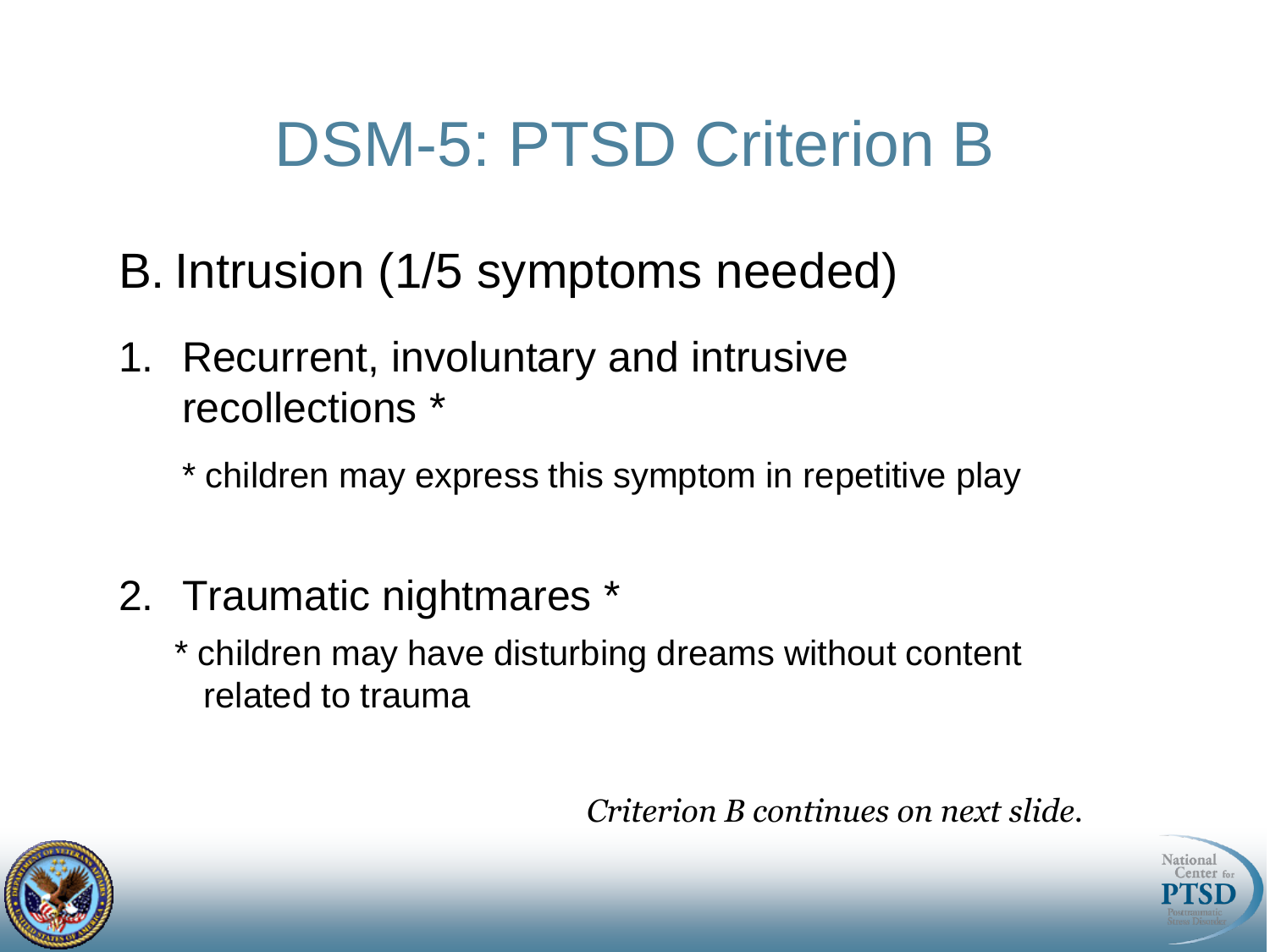# DSM-5: PTSD Criterion B

B. Intrusion (1/5 symptoms needed)

1. Recurrent, involuntary and intrusive recollections *

   * children may express this symptom in repetitive play

2. Traumatic nightmares *

   * children may have disturbing dreams without content related to trauma

*Criterion B continues on next slide.*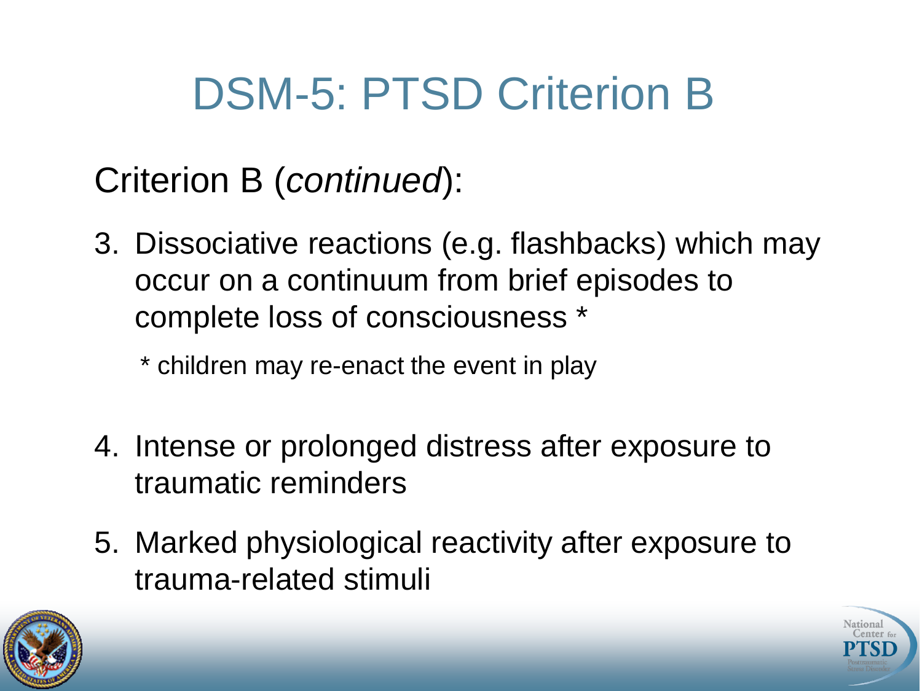# DSM-5: PTSD Criterion B

Criterion B (*continued*):

3. Dissociative reactions (e.g. flashbacks) which may occur on a continuum from brief episodes to complete loss of consciousness *

   * children may re-enact the event in play

4. Intense or prolonged distress after exposure to traumatic reminders
5. Marked physiological reactivity after exposure to trauma-related stimuli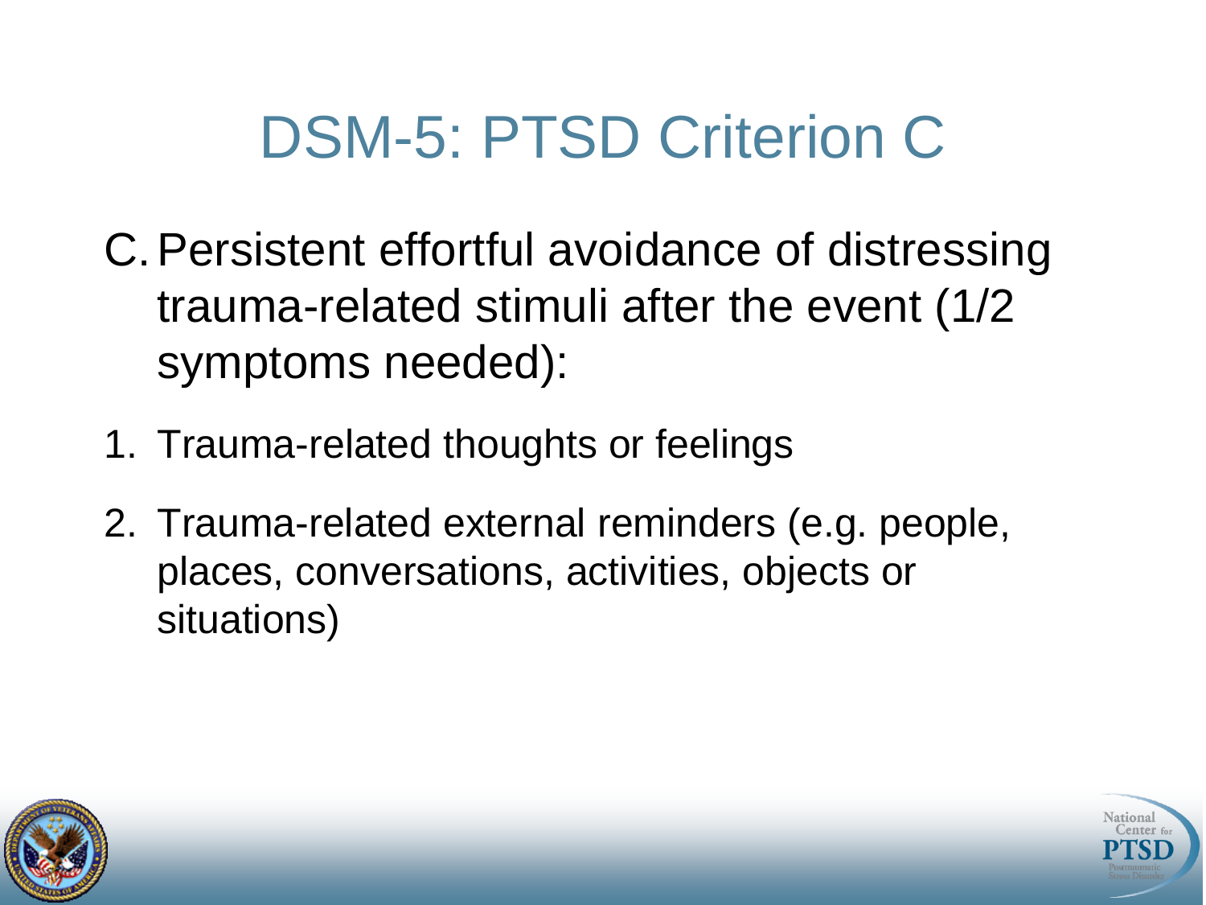# DSM-5: PTSD Criterion C

C. Persistent effortful avoidance of distressing trauma-related stimuli after the event (1/2 symptoms needed):

1. Trauma-related thoughts or feelings
2. Trauma-related external reminders (e.g. people, places, conversations, activities, objects or situations)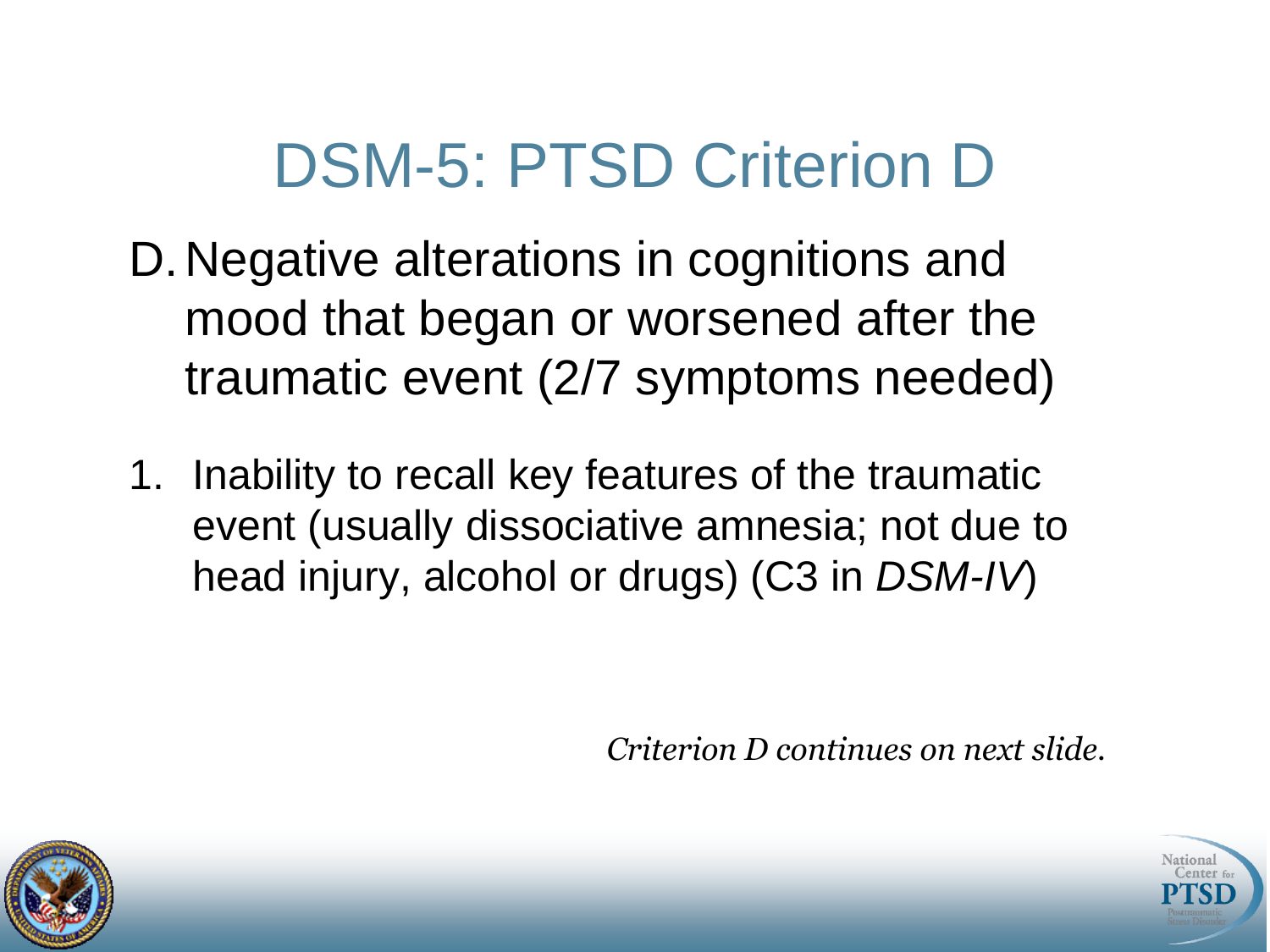# DSM-5: PTSD Criterion D

D. Negative alterations in cognitions and mood that began or worsened after the traumatic event (2/7 symptoms needed)

1. Inability to recall key features of the traumatic event (usually dissociative amnesia; not due to head injury, alcohol or drugs) (C3 in *DSM-IV*)

*Criterion D continues on next slide.*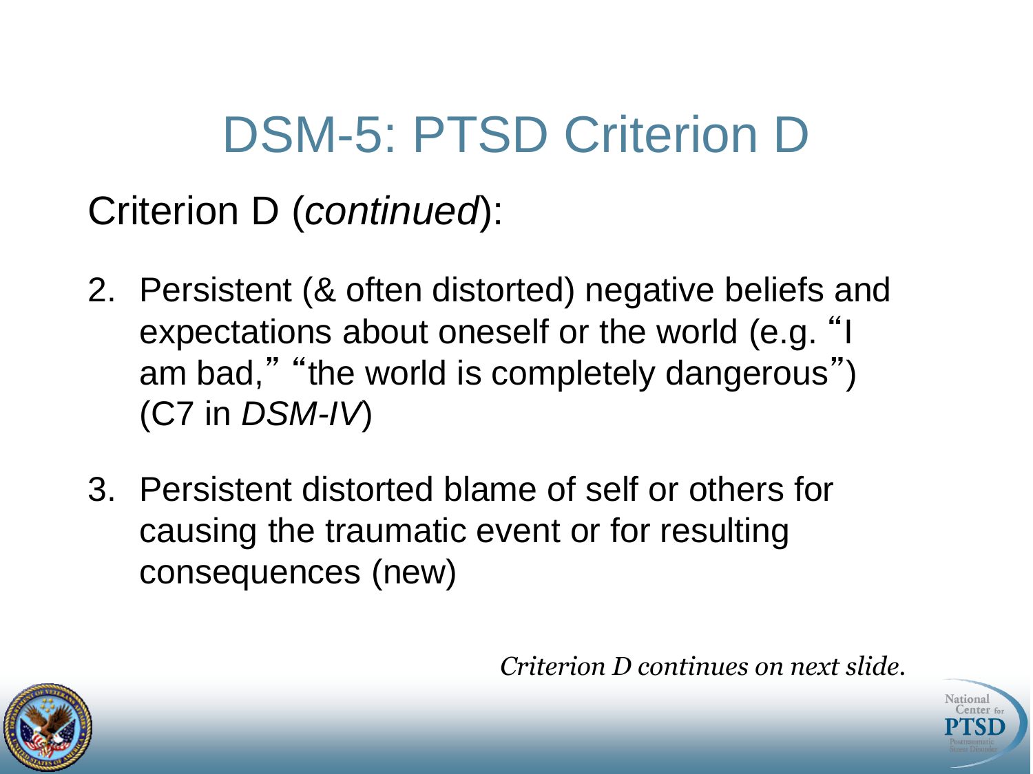# DSM-5: PTSD Criterion D

Criterion D (*continued*):

2. Persistent (& often distorted) negative beliefs and expectations about oneself or the world (e.g. "I am bad," "the world is completely dangerous") (C7 in *DSM-IV*)

3. Persistent distorted blame of self or others for causing the traumatic event or for resulting consequences (new)

*Criterion D continues on next slide.*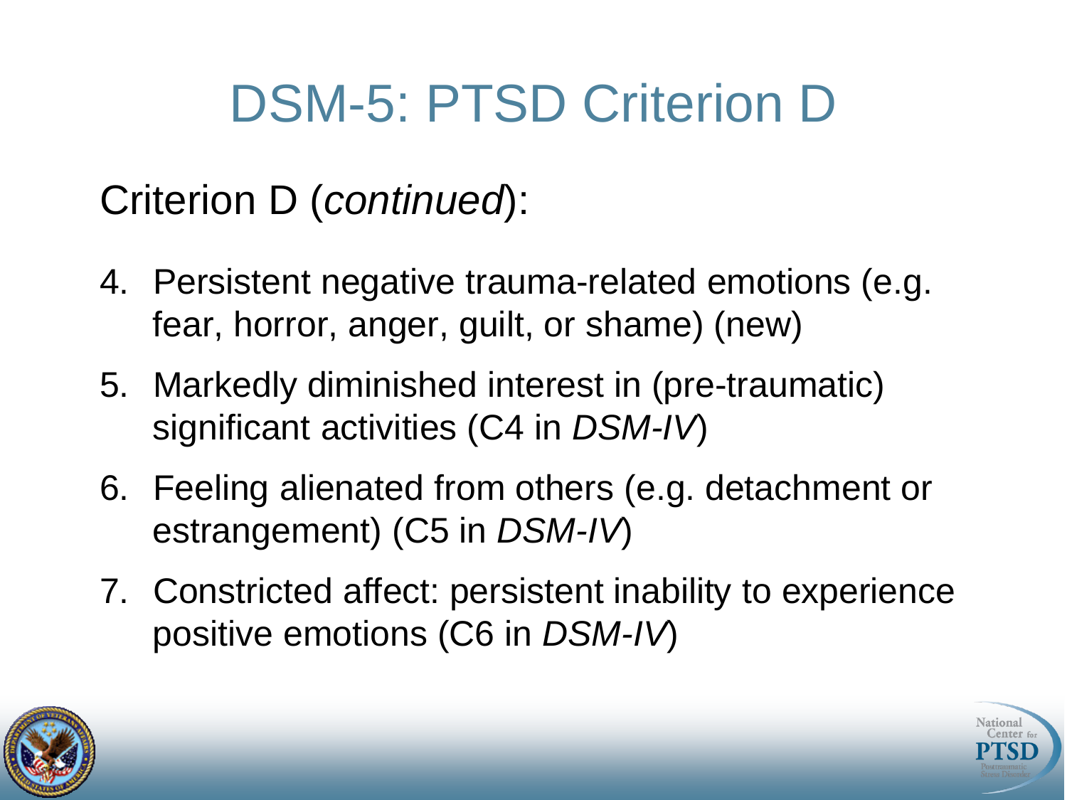# DSM-5: PTSD Criterion D

Criterion D (*continued*):

4. Persistent negative trauma-related emotions (e.g. fear, horror, anger, guilt, or shame) (new)
5. Markedly diminished interest in (pre-traumatic) significant activities (C4 in *DSM-IV*)
6. Feeling alienated from others (e.g. detachment or estrangement) (C5 in *DSM-IV*)
7. Constricted affect: persistent inability to experience positive emotions (C6 in *DSM-IV*)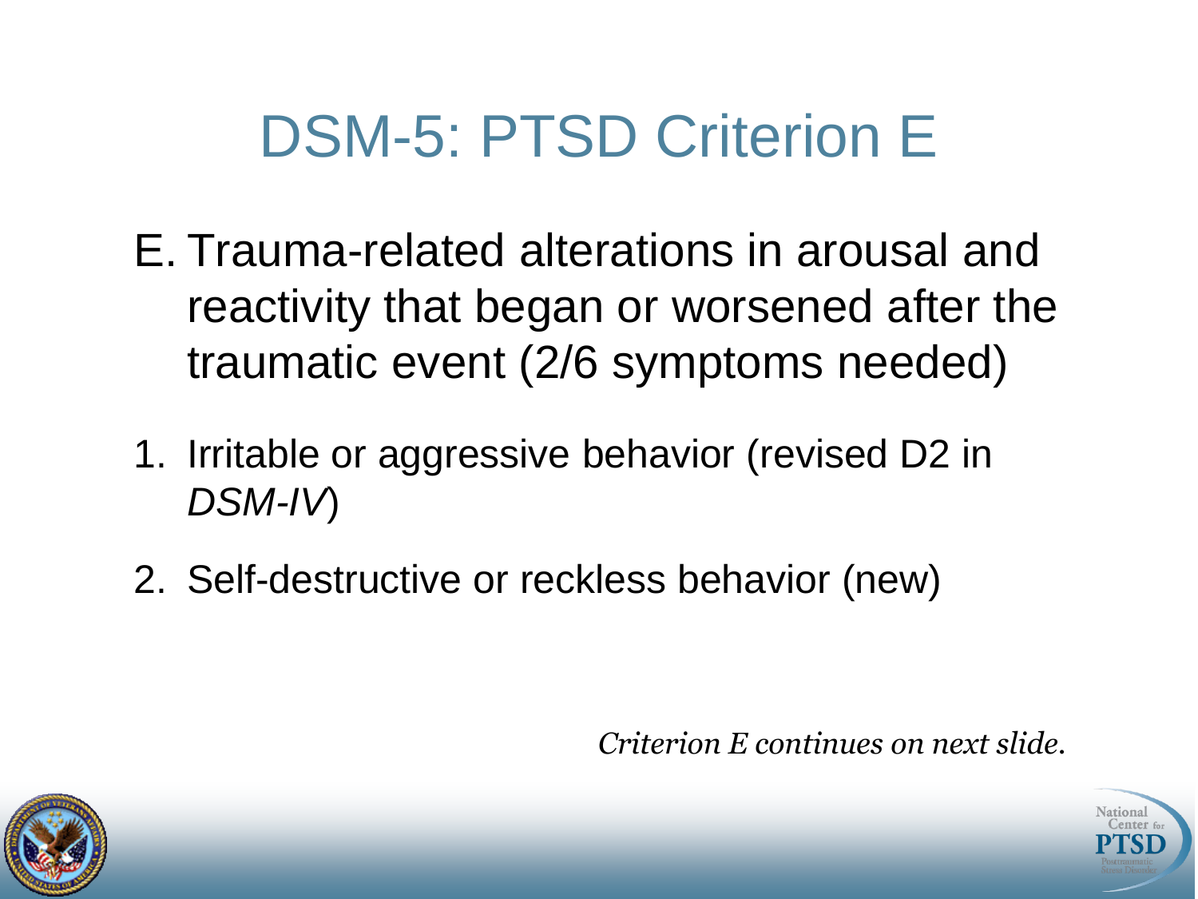# DSM-5: PTSD Criterion E

E. Trauma-related alterations in arousal and reactivity that began or worsened after the traumatic event (2/6 symptoms needed)

1. Irritable or aggressive behavior (revised D2 in *DSM-IV*)
2. Self-destructive or reckless behavior (new)

*Criterion E continues on next slide.*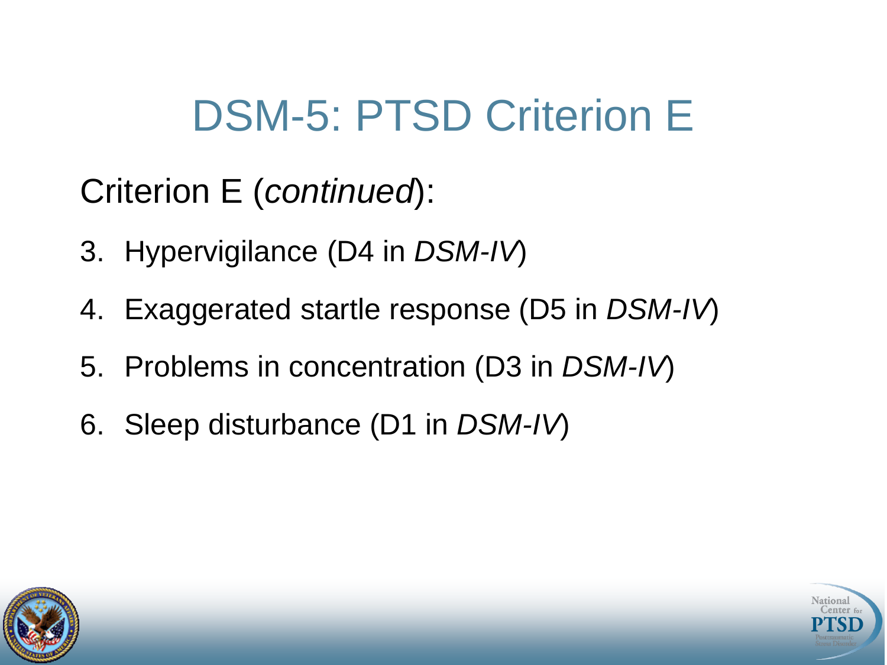# DSM-5: PTSD Criterion E

Criterion E (*continued*):

3. Hypervigilance (D4 in *DSM-IV*)
4. Exaggerated startle response (D5 in *DSM-IV*)
5. Problems in concentration (D3 in *DSM-IV*)
6. Sleep disturbance (D1 in *DSM-IV*)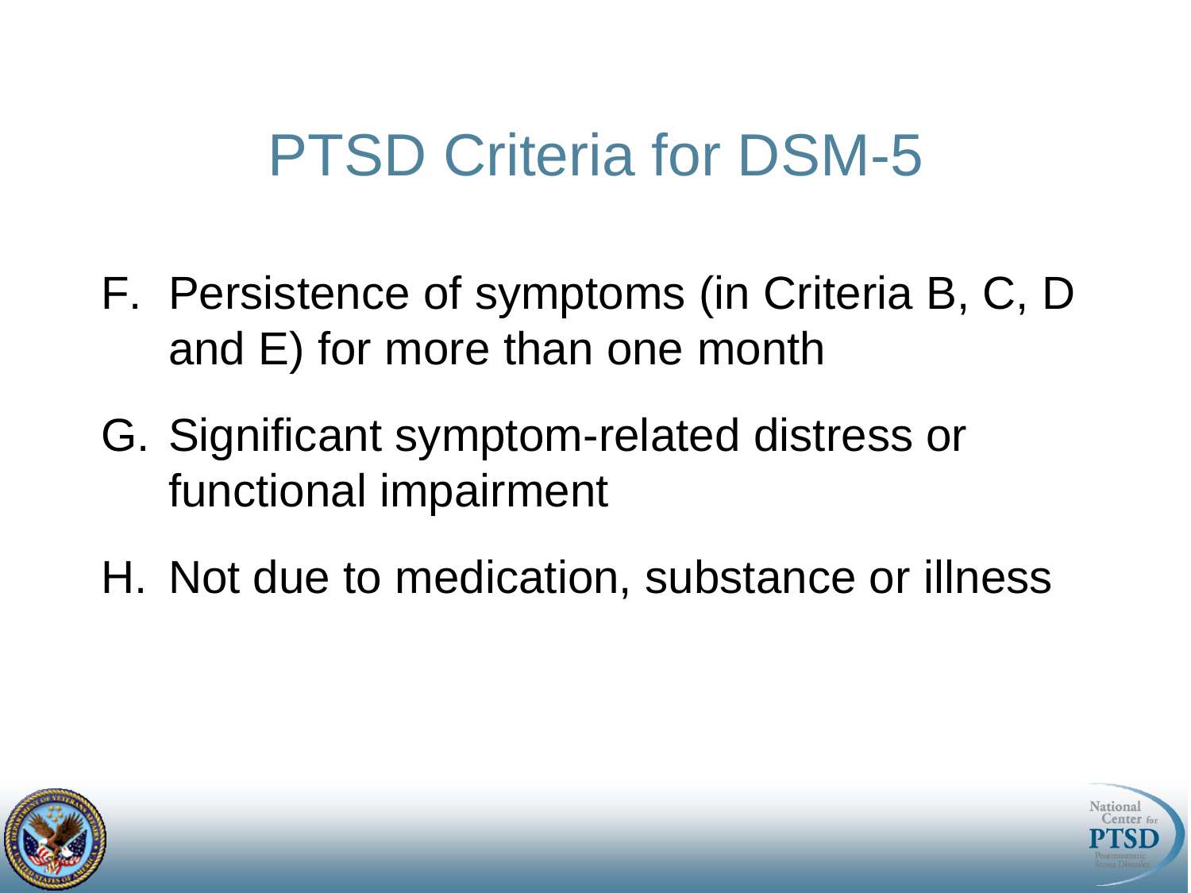# PTSD Criteria for DSM-5

F. Persistence of symptoms (in Criteria B, C, D and E) for more than one month

G. Significant symptom-related distress or functional impairment

H. Not due to medication, substance or illness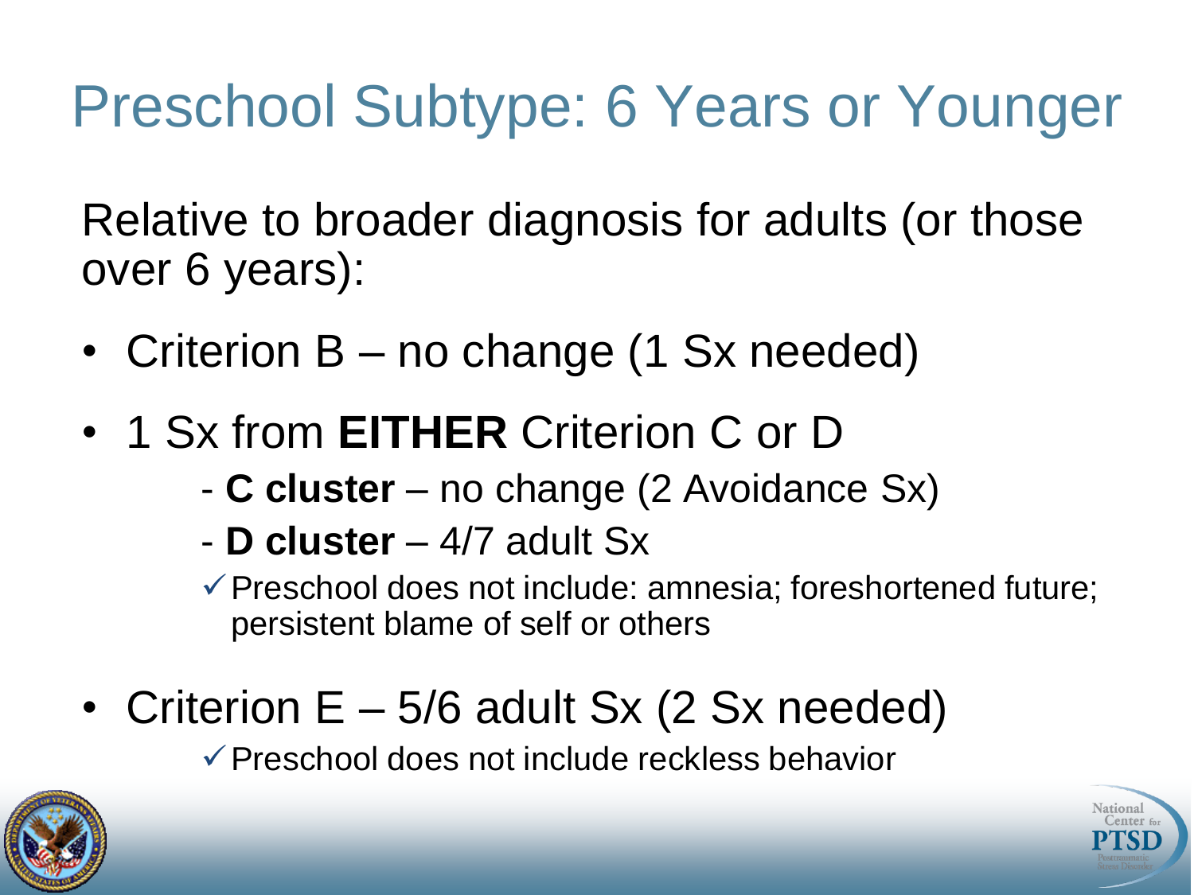# Preschool Subtype: 6 Years or Younger

Relative to broader diagnosis for adults (or those over 6 years):

- Criterion B – no change (1 Sx needed)
- 1 Sx from **EITHER** Criterion C or D
  - **C cluster** – no change (2 Avoidance Sx)
  - **D cluster** – 4/7 adult Sx
    - ✓ Preschool does not include: amnesia; foreshortened future; persistent blame of self or others
- Criterion E – 5/6 adult Sx (2 Sx needed)
  - ✓ Preschool does not include reckless behavior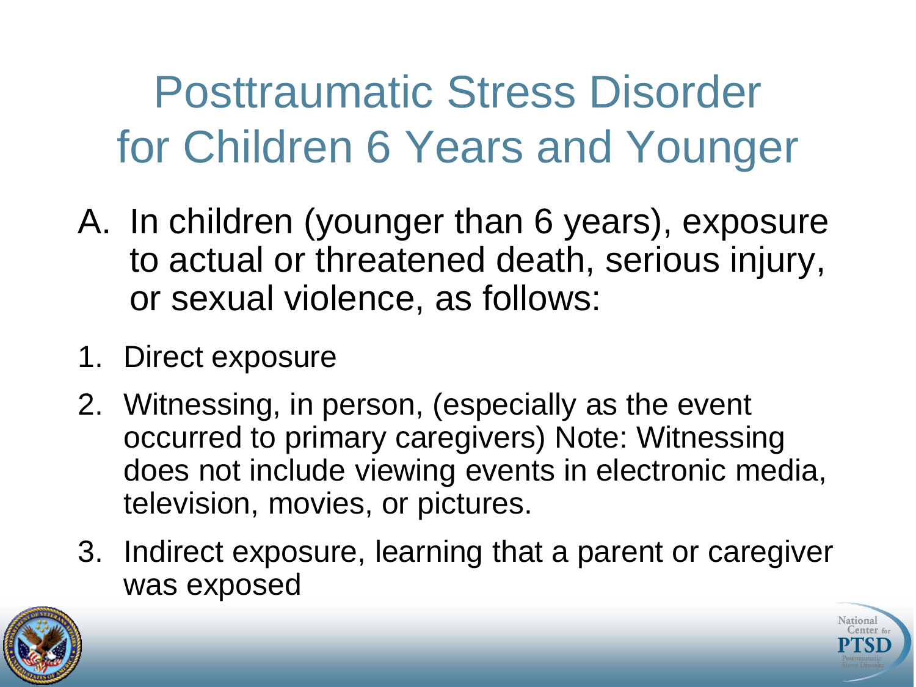# Posttraumatic Stress Disorder for Children 6 Years and Younger

A. In children (younger than 6 years), exposure to actual or threatened death, serious injury, or sexual violence, as follows:

1. Direct exposure
2. Witnessing, in person, (especially as the event occurred to primary caregivers) Note: Witnessing does not include viewing events in electronic media, television, movies, or pictures.
3. Indirect exposure, learning that a parent or caregiver was exposed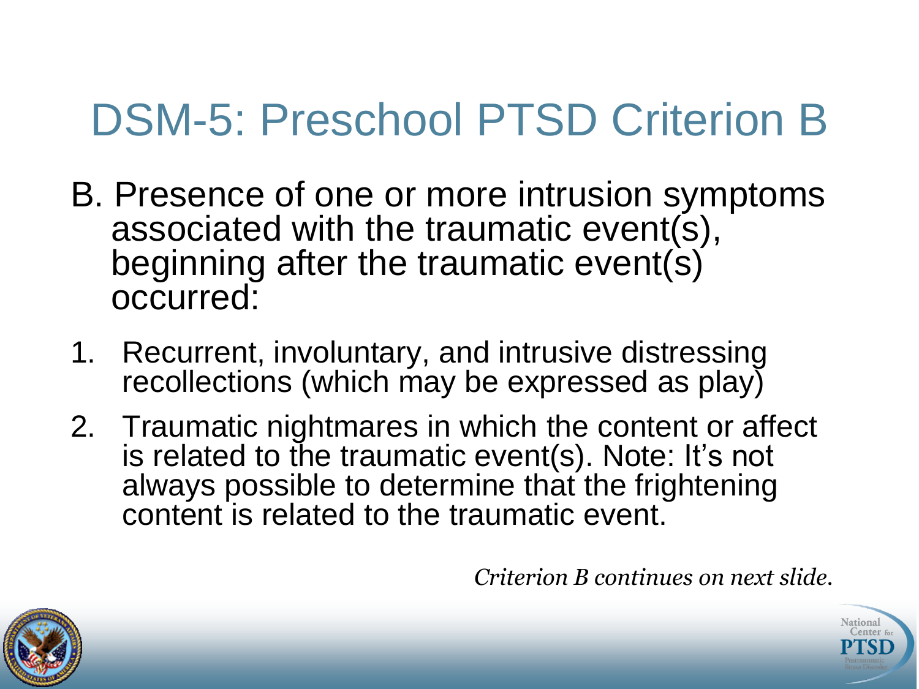# DSM-5: Preschool PTSD Criterion B

B. Presence of one or more intrusion symptoms associated with the traumatic event(s), beginning after the traumatic event(s) occurred:

1. Recurrent, involuntary, and intrusive distressing recollections (which may be expressed as play)
2. Traumatic nightmares in which the content or affect is related to the traumatic event(s). Note: It's not always possible to determine that the frightening content is related to the traumatic event.

*Criterion B continues on next slide.*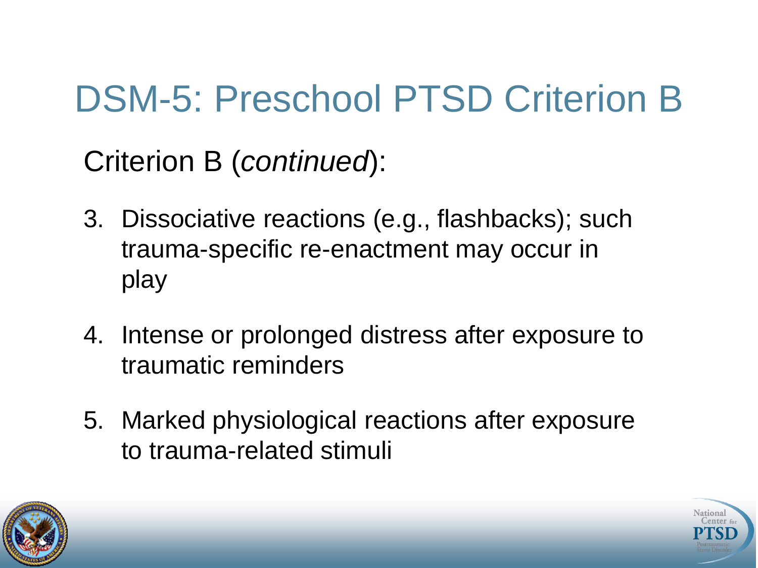# DSM-5: Preschool PTSD Criterion B

Criterion B (*continued*):

3. Dissociative reactions (e.g., flashbacks); such trauma-specific re-enactment may occur in play
4. Intense or prolonged distress after exposure to traumatic reminders
5. Marked physiological reactions after exposure to trauma-related stimuli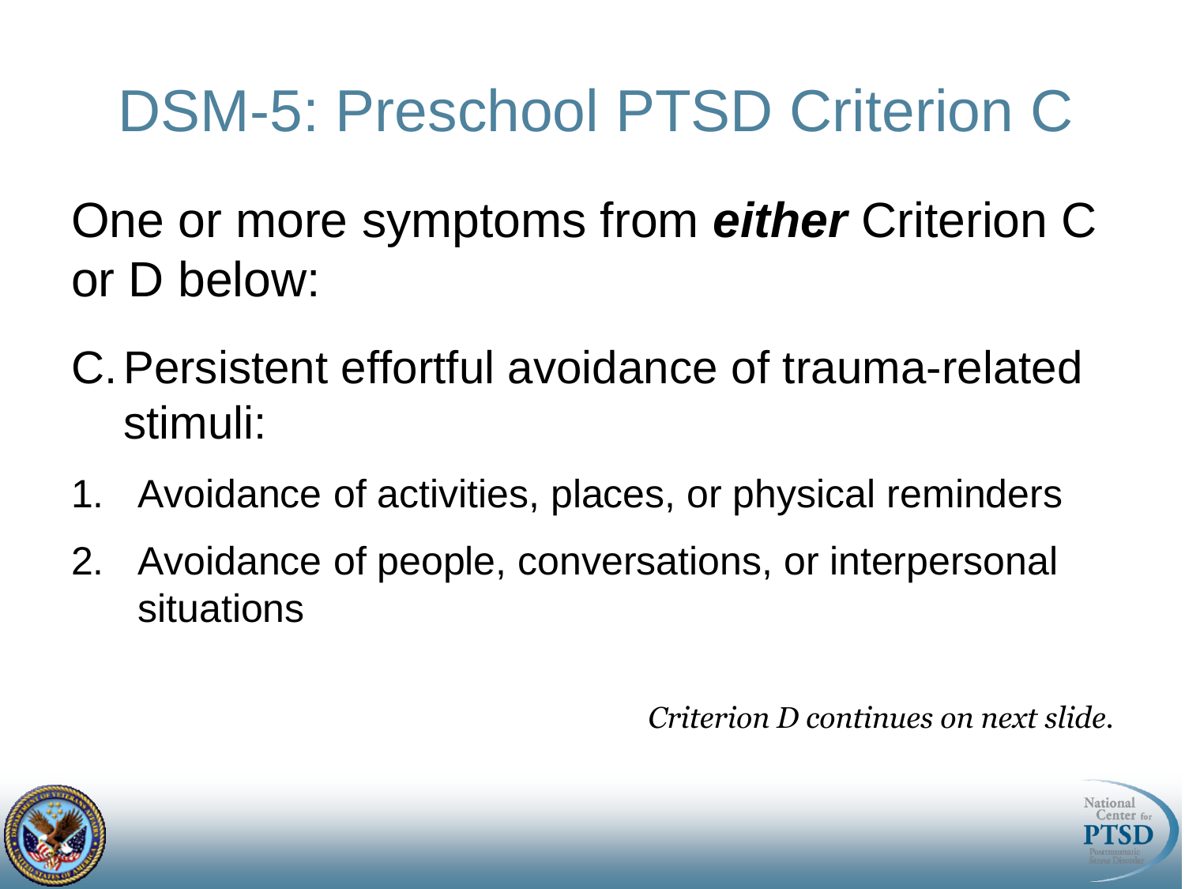# DSM-5: Preschool PTSD Criterion C

One or more symptoms from ***either*** Criterion C or D below:

C. Persistent effortful avoidance of trauma-related stimuli:

1. Avoidance of activities, places, or physical reminders
2. Avoidance of people, conversations, or interpersonal situations

*Criterion D continues on next slide.*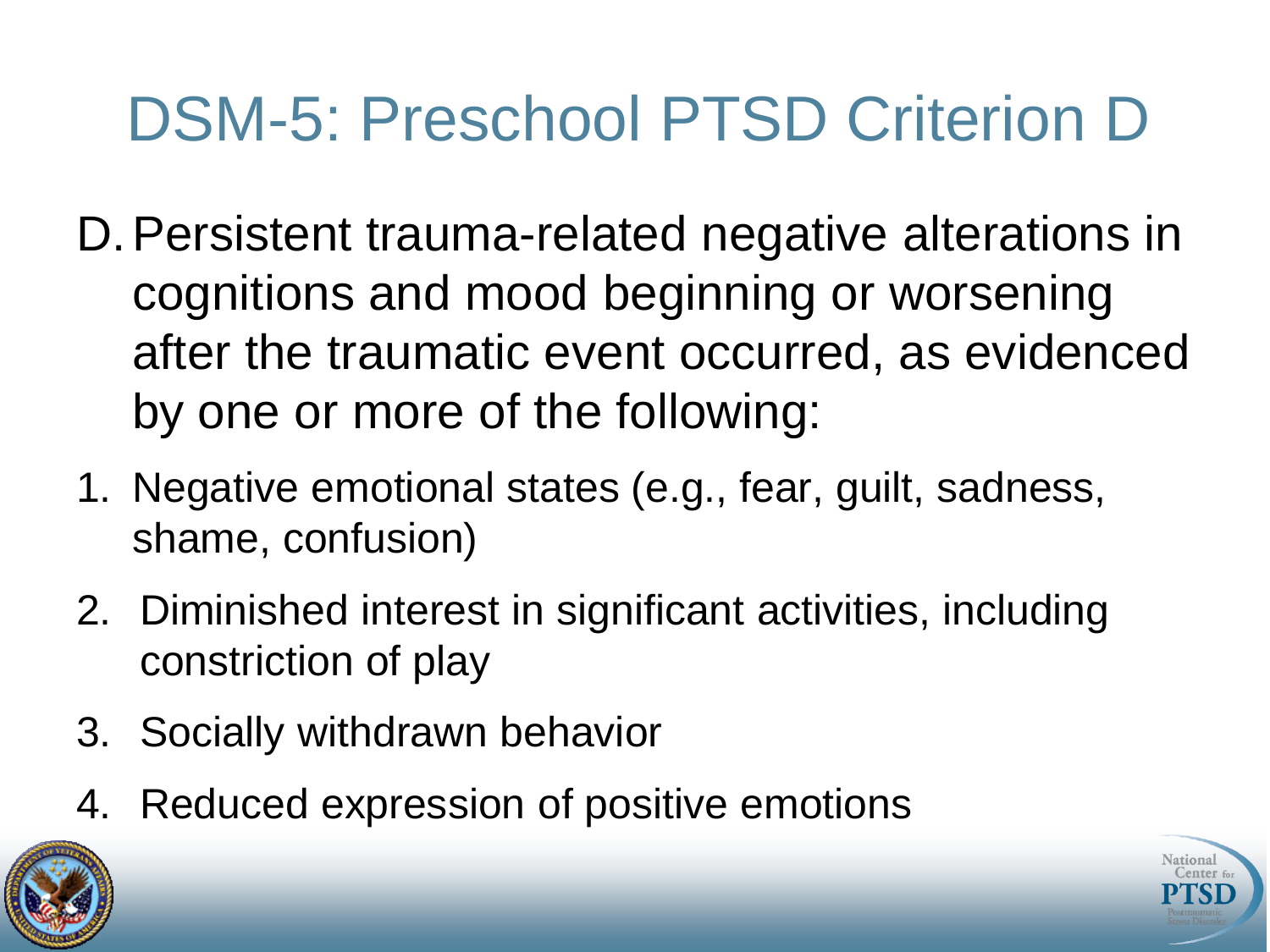# DSM-5: Preschool PTSD Criterion D

D. Persistent trauma-related negative alterations in cognitions and mood beginning or worsening after the traumatic event occurred, as evidenced by one or more of the following:

1. Negative emotional states (e.g., fear, guilt, sadness, shame, confusion)
2. Diminished interest in significant activities, including constriction of play
3. Socially withdrawn behavior
4. Reduced expression of positive emotions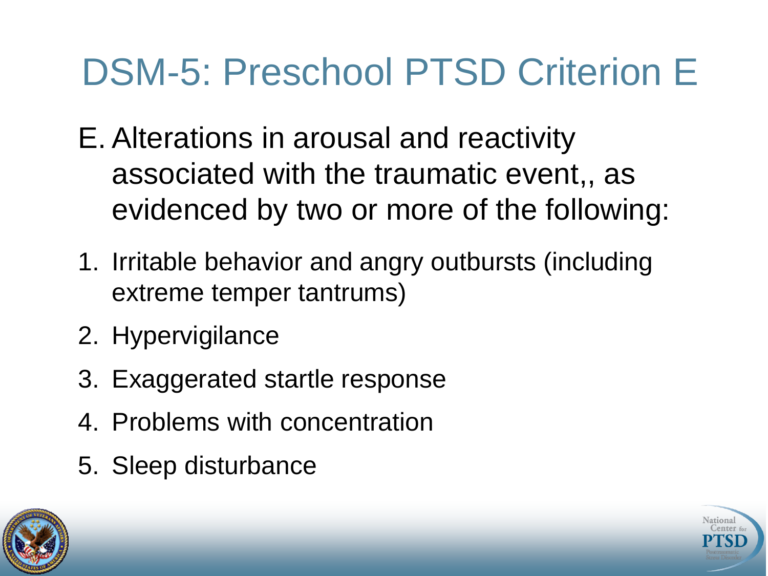# DSM-5: Preschool PTSD Criterion E

E. Alterations in arousal and reactivity associated with the traumatic event,, as evidenced by two or more of the following:

1. Irritable behavior and angry outbursts (including extreme temper tantrums)
2. Hypervigilance
3. Exaggerated startle response
4. Problems with concentration
5. Sleep disturbance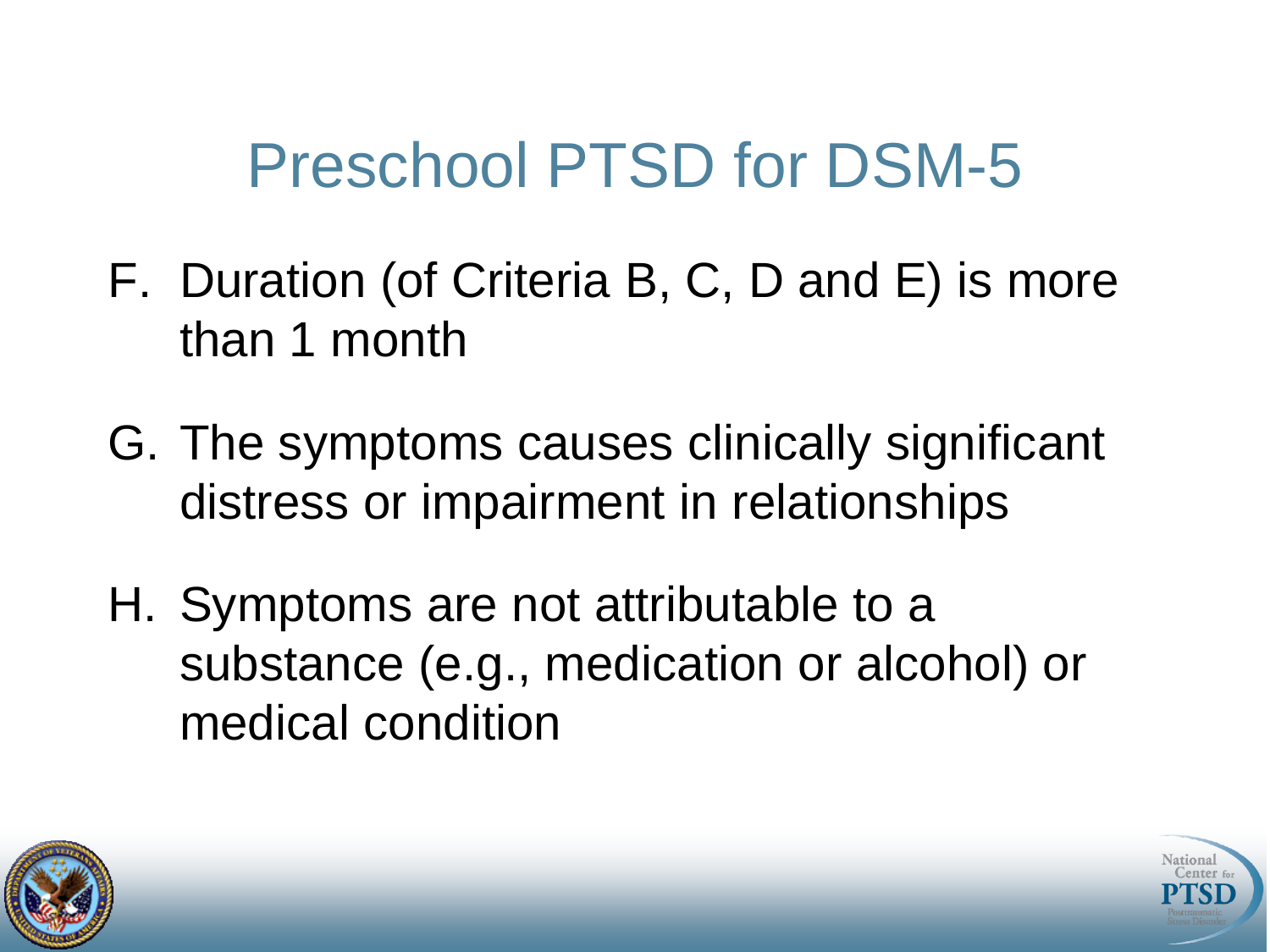# Preschool PTSD for DSM-5

F. Duration (of Criteria B, C, D and E) is more than 1 month

G. The symptoms causes clinically significant distress or impairment in relationships

H. Symptoms are not attributable to a substance (e.g., medication or alcohol) or medical condition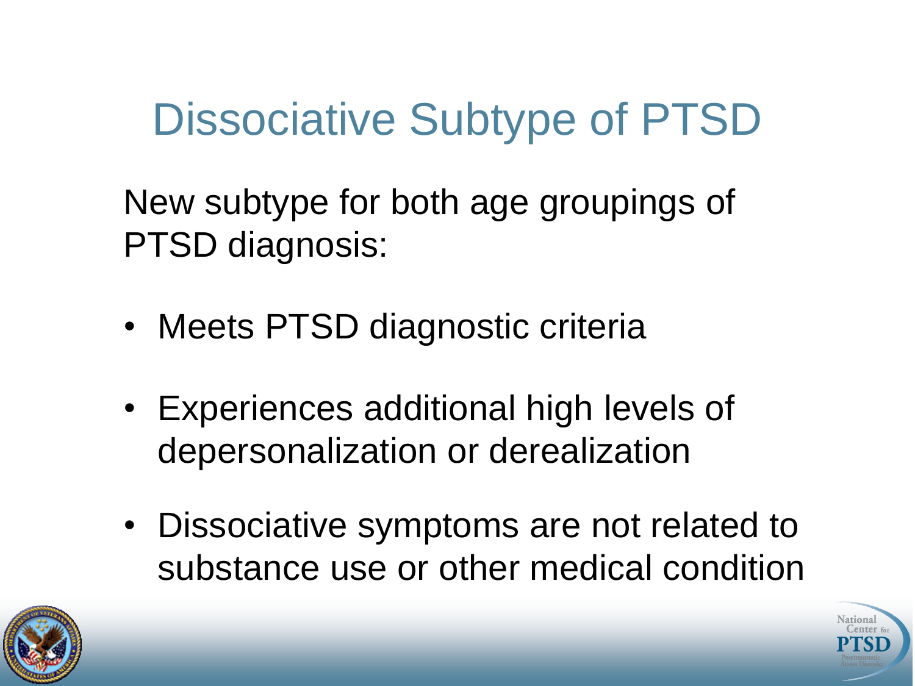# Dissociative Subtype of PTSD

New subtype for both age groupings of PTSD diagnosis:

- Meets PTSD diagnostic criteria
- Experiences additional high levels of depersonalization or derealization
- Dissociative symptoms are not related to substance use or other medical condition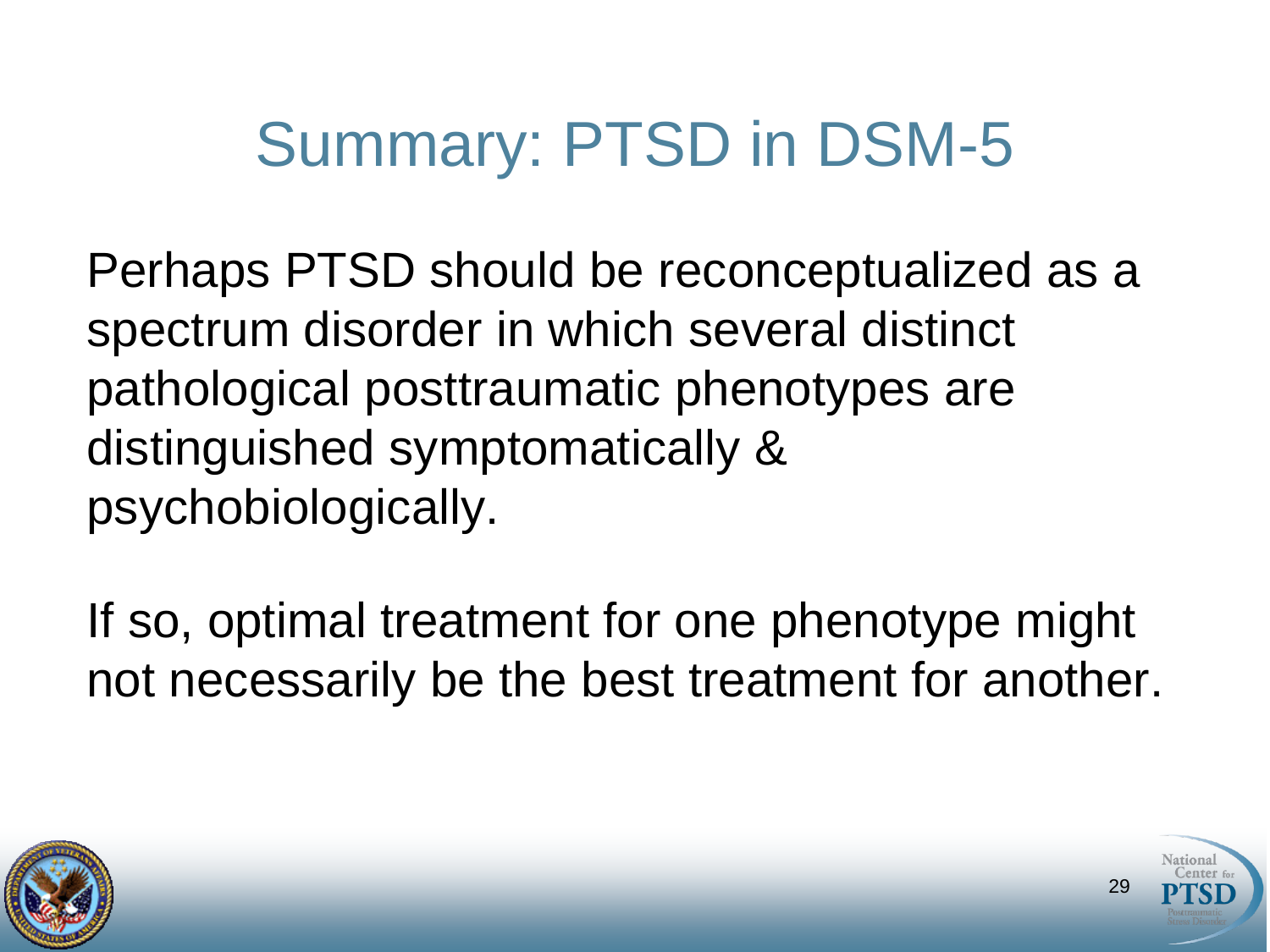# Summary: PTSD in DSM-5

Perhaps PTSD should be reconceptualized as a spectrum disorder in which several distinct pathological posttraumatic phenotypes are distinguished symptomatically & psychobiologically.

If so, optimal treatment for one phenotype might not necessarily be the best treatment for another.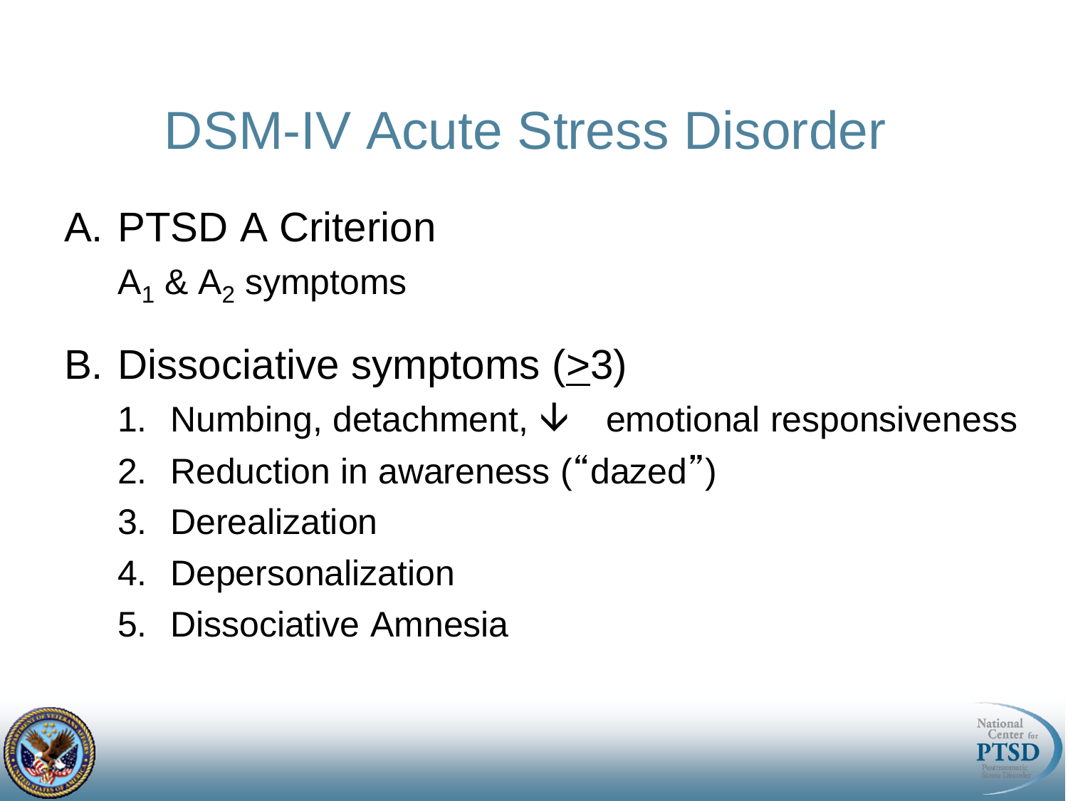# DSM-IV Acute Stress Disorder

A. PTSD A Criterion

   $A_1$ & $A_2$ symptoms

B. Dissociative symptoms ($\geq$3)

   1. Numbing, detachment, ↓ emotional responsiveness
   2. Reduction in awareness ("dazed")
   3. Derealization
   4. Depersonalization
   5. Dissociative Amnesia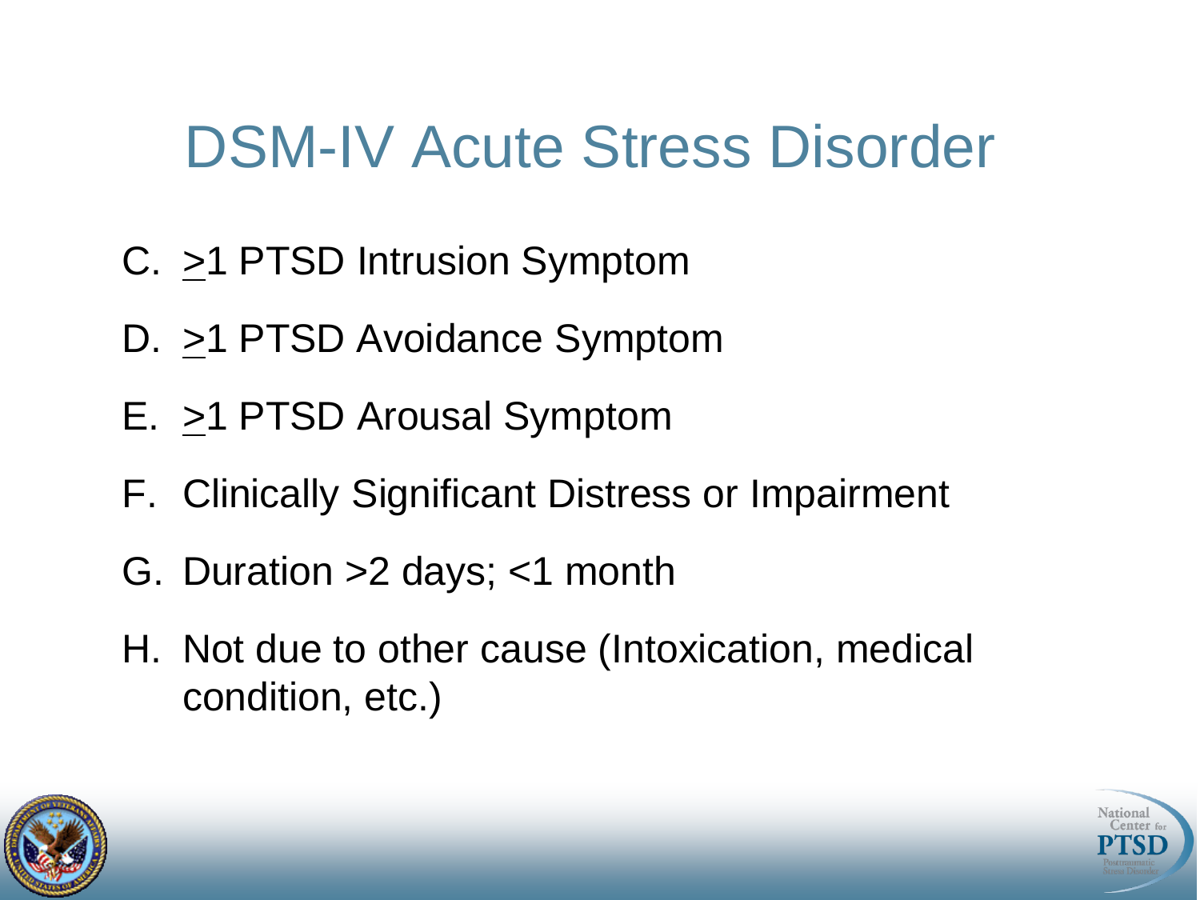# DSM-IV Acute Stress Disorder

C. $\geq$1 PTSD Intrusion Symptom

D. $\geq$1 PTSD Avoidance Symptom

E. $\geq$1 PTSD Arousal Symptom

F. Clinically Significant Distress or Impairment

G. Duration >2 days; <1 month

H. Not due to other cause (Intoxication, medical condition, etc.)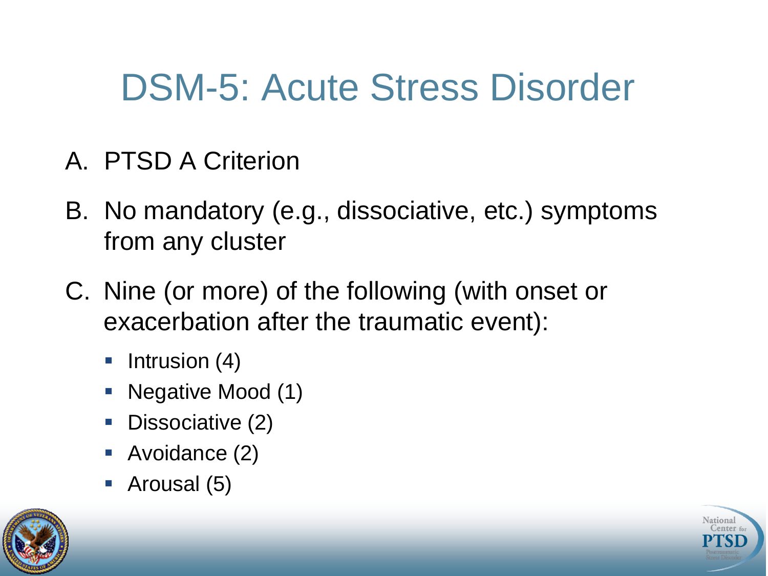# DSM-5: Acute Stress Disorder

A. PTSD A Criterion

B. No mandatory (e.g., dissociative, etc.) symptoms from any cluster

C. Nine (or more) of the following (with onset or exacerbation after the traumatic event):

- Intrusion (4)
- Negative Mood (1)
- Dissociative (2)
- Avoidance (2)
- Arousal (5)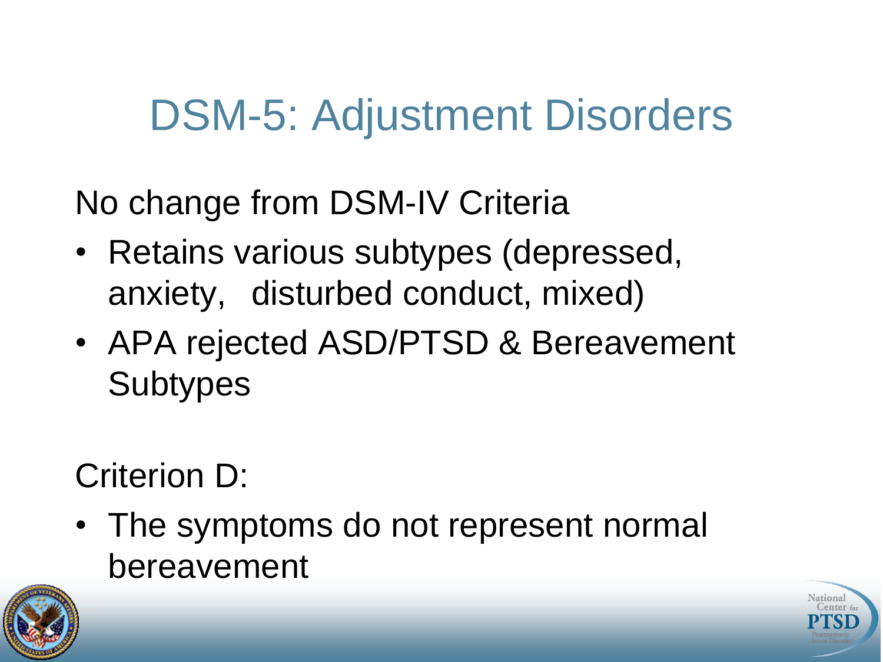# DSM-5: Adjustment Disorders

No change from DSM-IV Criteria

- Retains various subtypes (depressed, anxiety, disturbed conduct, mixed)
- APA rejected ASD/PTSD & Bereavement Subtypes

Criterion D:

- The symptoms do not represent normal bereavement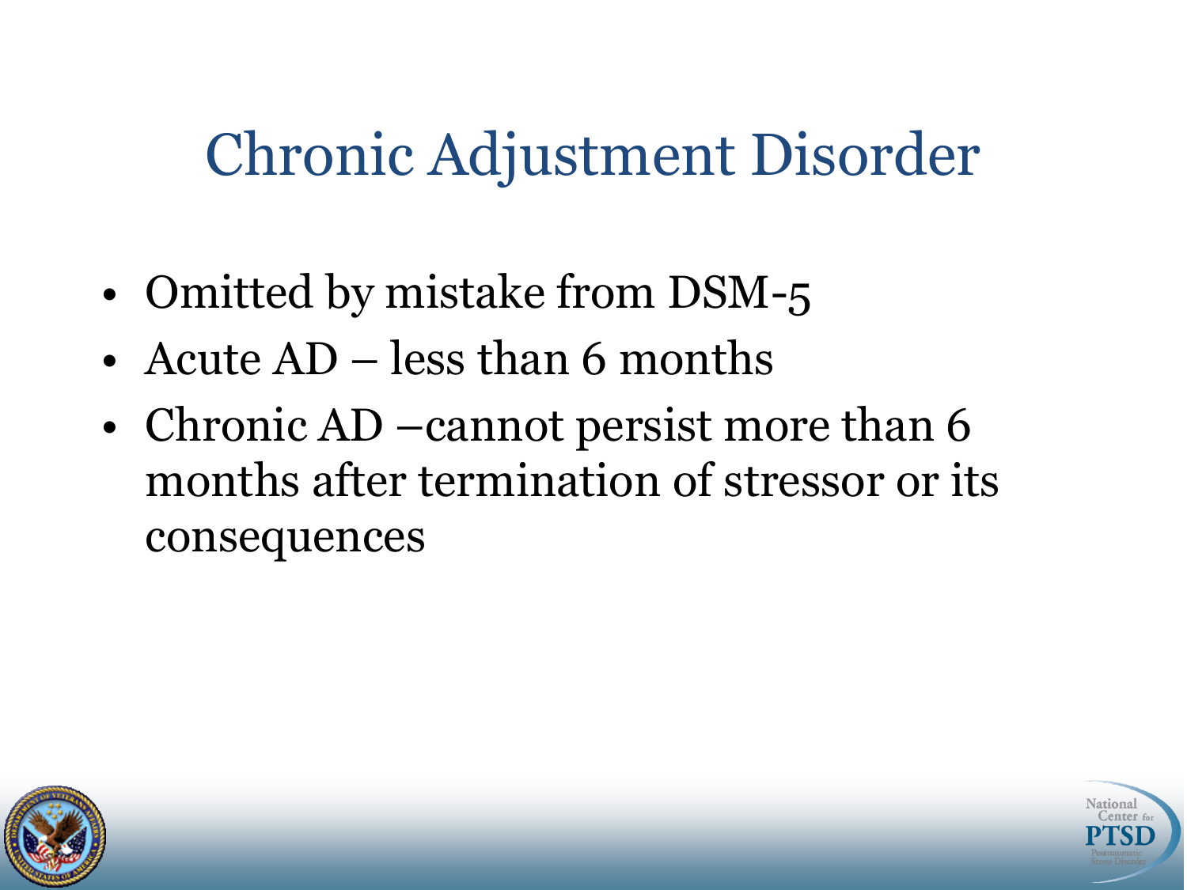# Chronic Adjustment Disorder

- Omitted by mistake from DSM-5
- Acute AD – less than 6 months
- Chronic AD –cannot persist more than 6 months after termination of stressor or its consequences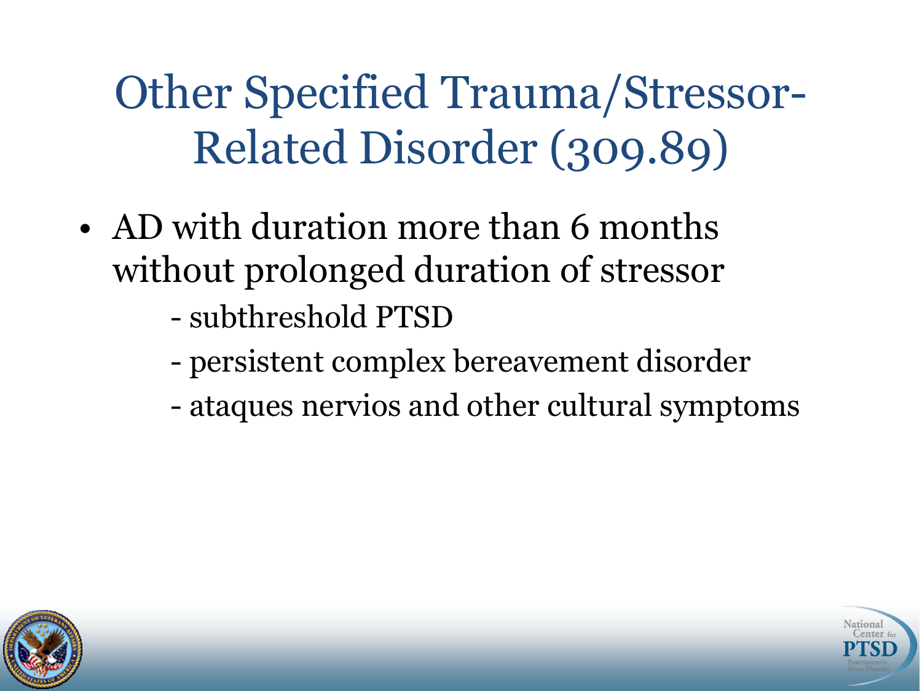# Other Specified Trauma/Stressor-Related Disorder (309.89)

- AD with duration more than 6 months without prolonged duration of stressor
  - subthreshold PTSD
  - persistent complex bereavement disorder
  - ataques nervios and other cultural symptoms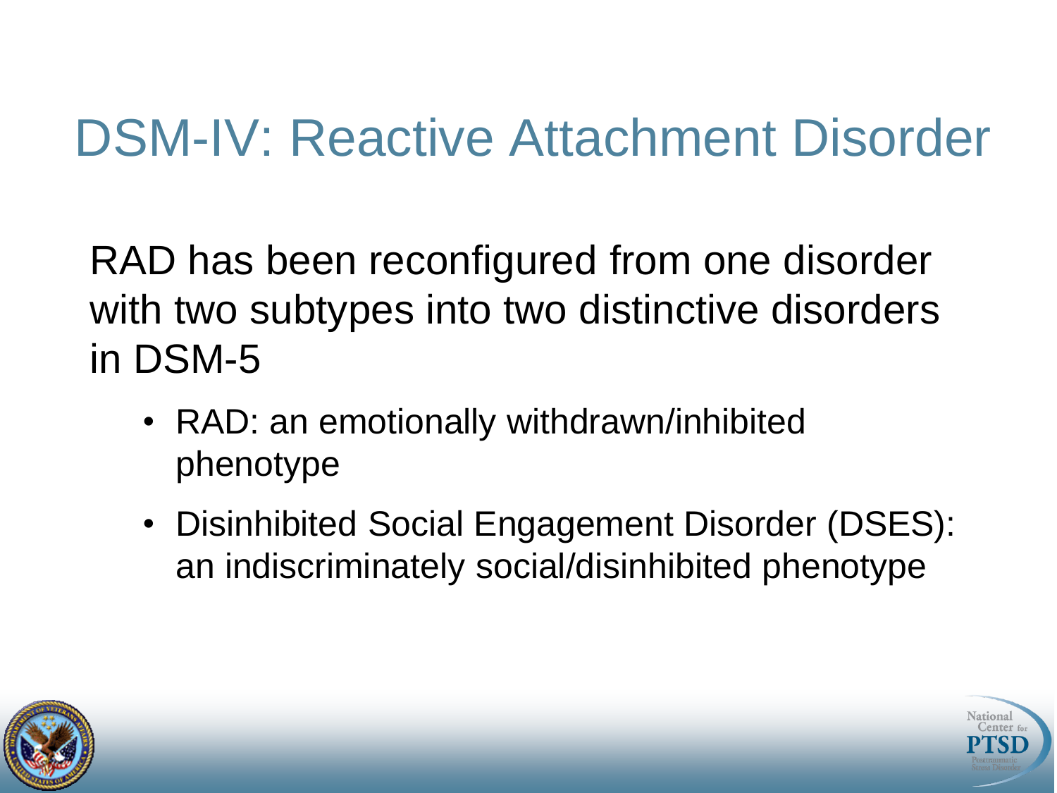# DSM-IV: Reactive Attachment Disorder

RAD has been reconfigured from one disorder with two subtypes into two distinctive disorders in DSM-5

- RAD: an emotionally withdrawn/inhibited phenotype
- Disinhibited Social Engagement Disorder (DSES): an indiscriminately social/disinhibited phenotype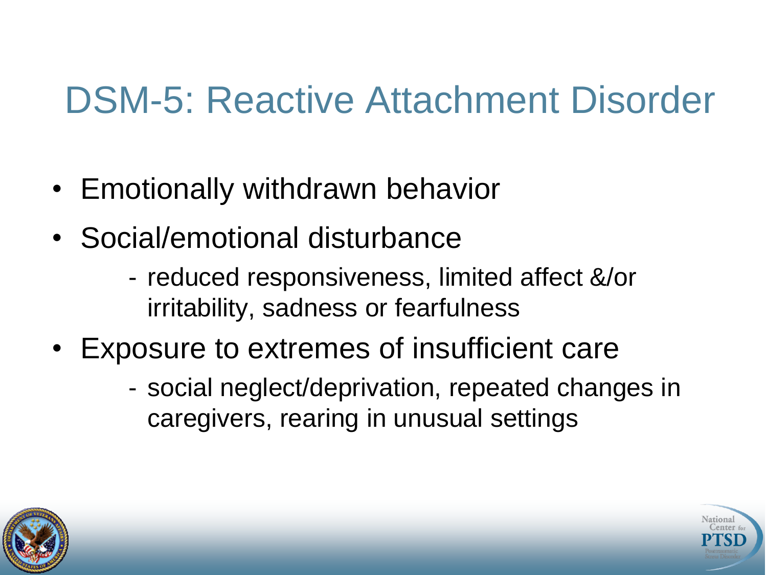# DSM-5: Reactive Attachment Disorder

- Emotionally withdrawn behavior
- Social/emotional disturbance
  - reduced responsiveness, limited affect &/or irritability, sadness or fearfulness
- Exposure to extremes of insufficient care
  - social neglect/deprivation, repeated changes in caregivers, rearing in unusual settings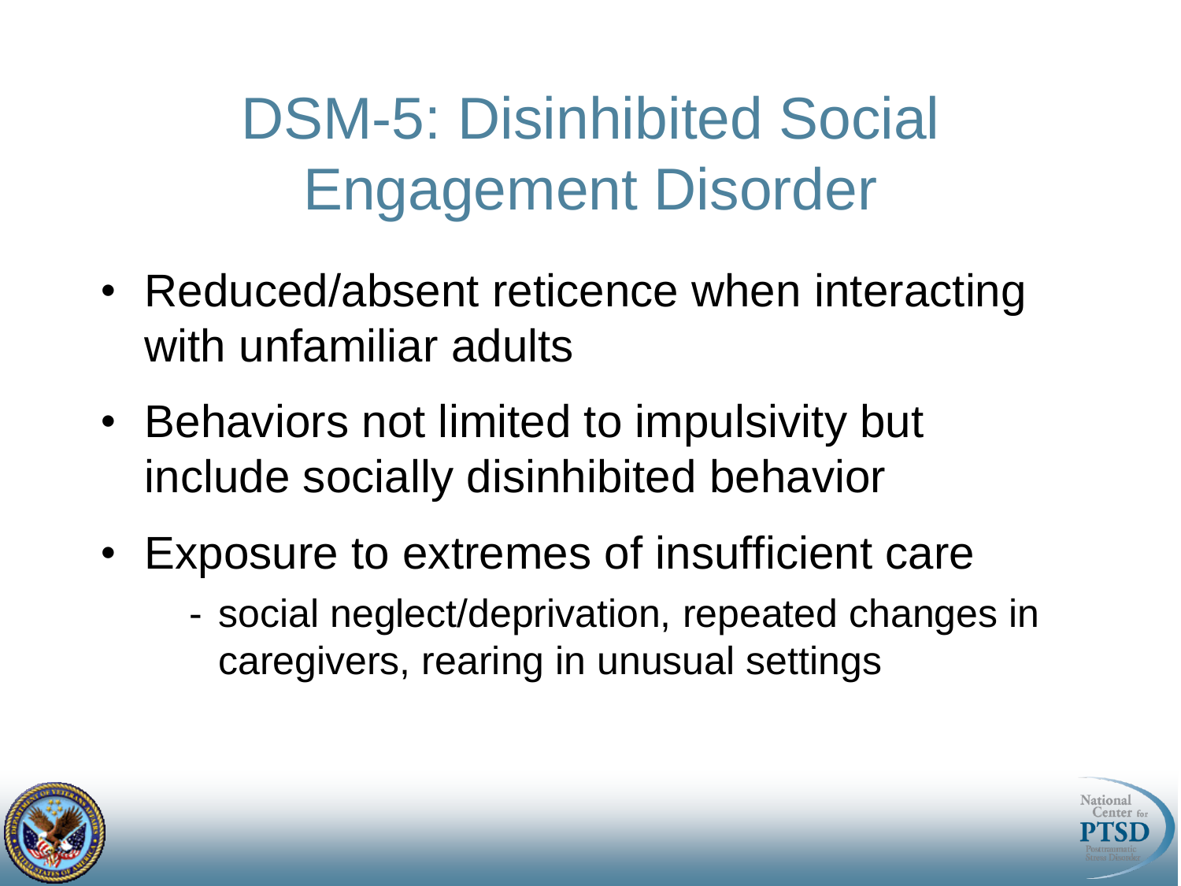# DSM-5: Disinhibited Social Engagement Disorder

- Reduced/absent reticence when interacting with unfamiliar adults
- Behaviors not limited to impulsivity but include socially disinhibited behavior
- Exposure to extremes of insufficient care
  - social neglect/deprivation, repeated changes in caregivers, rearing in unusual settings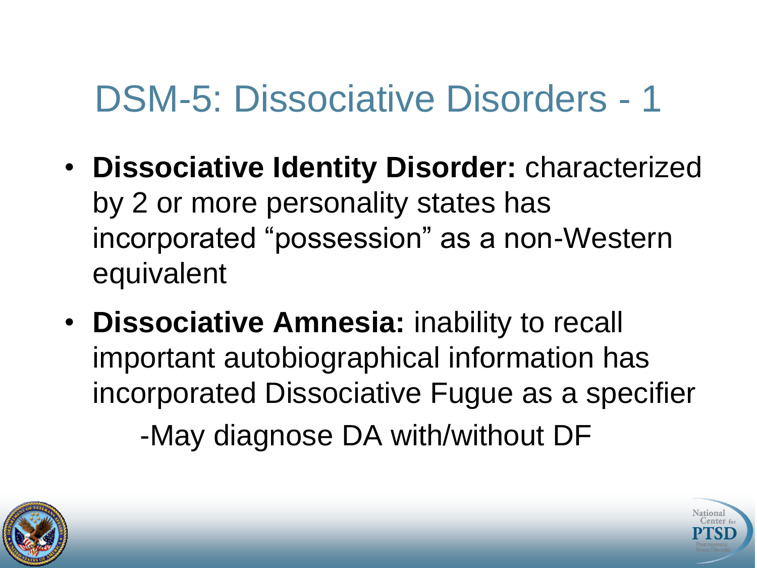# DSM-5: Dissociative Disorders - 1

- **Dissociative Identity Disorder:** characterized by 2 or more personality states has incorporated “possession” as a non-Western equivalent
- **Dissociative Amnesia:** inability to recall important autobiographical information has incorporated Dissociative Fugue as a specifier

  -May diagnose DA with/without DF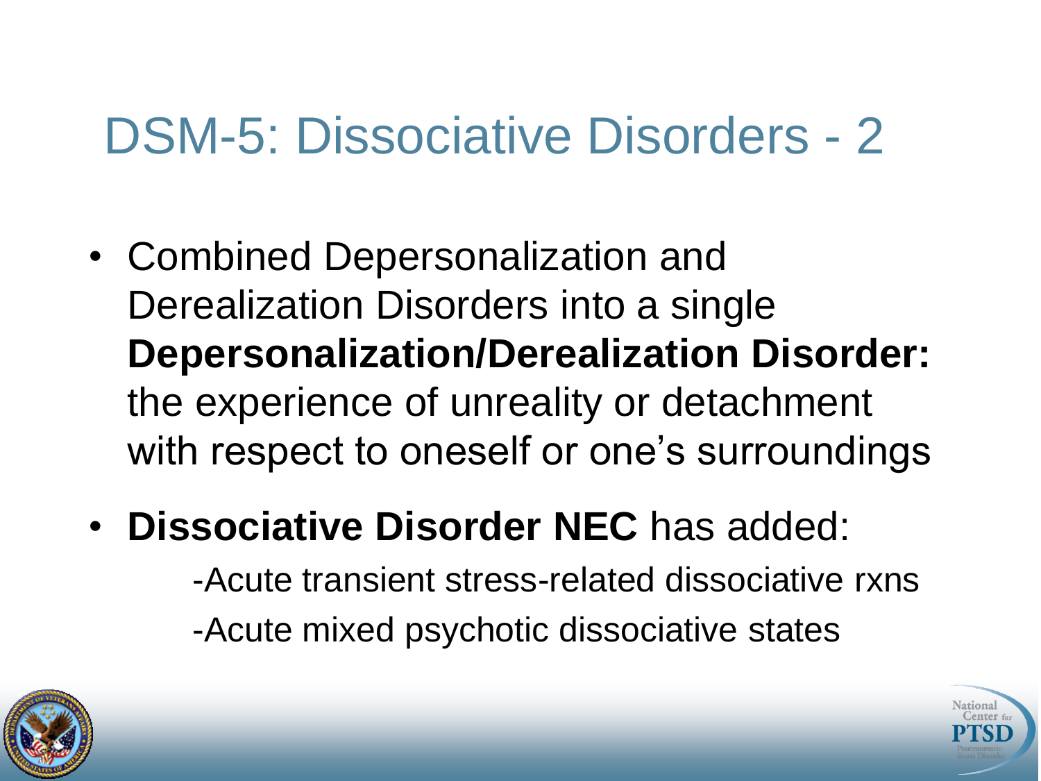# DSM-5: Dissociative Disorders - 2

- Combined Depersonalization and Derealization Disorders into a single **Depersonalization/Derealization Disorder:** the experience of unreality or detachment with respect to oneself or one's surroundings
- **Dissociative Disorder NEC** has added:
  - -Acute transient stress-related dissociative rxns
  - -Acute mixed psychotic dissociative states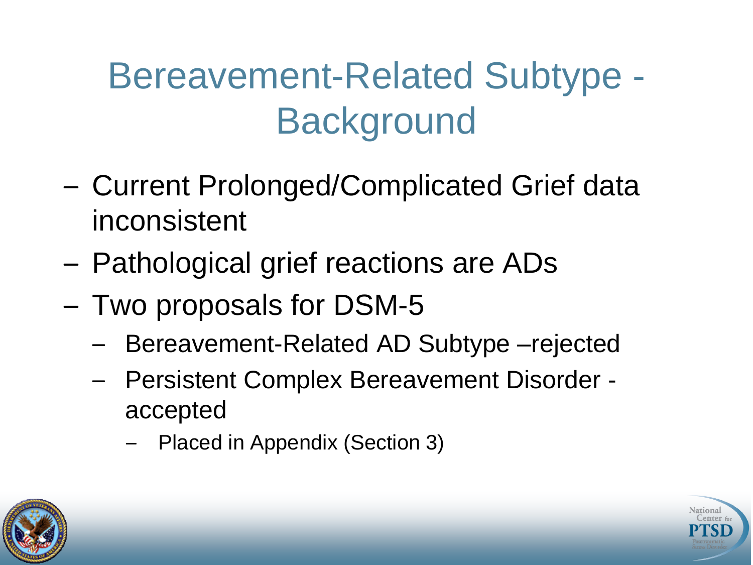# Bereavement-Related Subtype - Background

- Current Prolonged/Complicated Grief data inconsistent
- Pathological grief reactions are ADs
- Two proposals for DSM-5
  - Bereavement-Related AD Subtype –rejected
  - Persistent Complex Bereavement Disorder - accepted
    - Placed in Appendix (Section 3)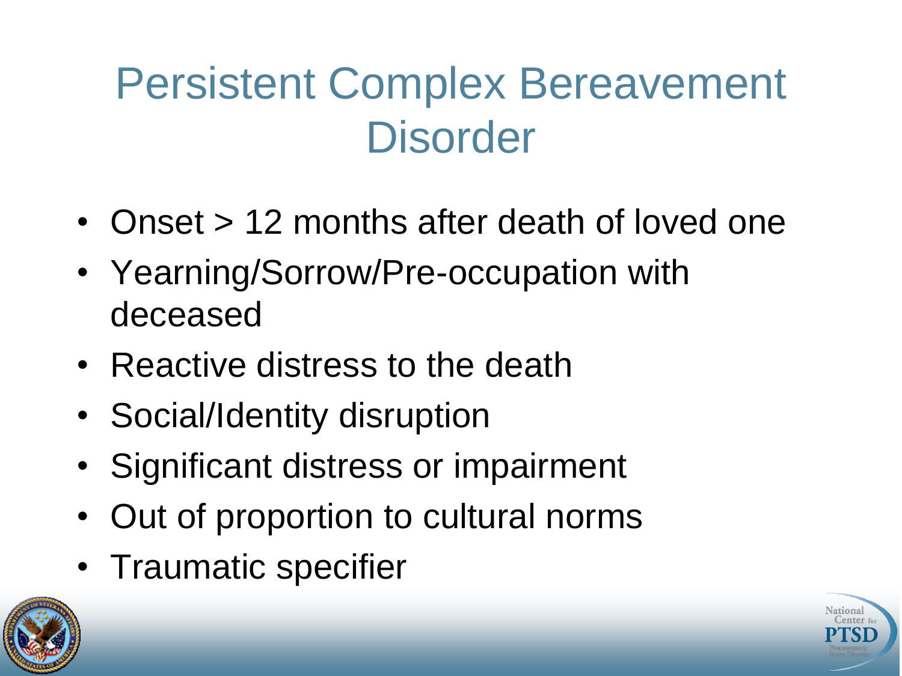# Persistent Complex Bereavement Disorder

- Onset > 12 months after death of loved one
- Yearning/Sorrow/Pre-occupation with deceased
- Reactive distress to the death
- Social/Identity disruption
- Significant distress or impairment
- Out of proportion to cultural norms
- Traumatic specifier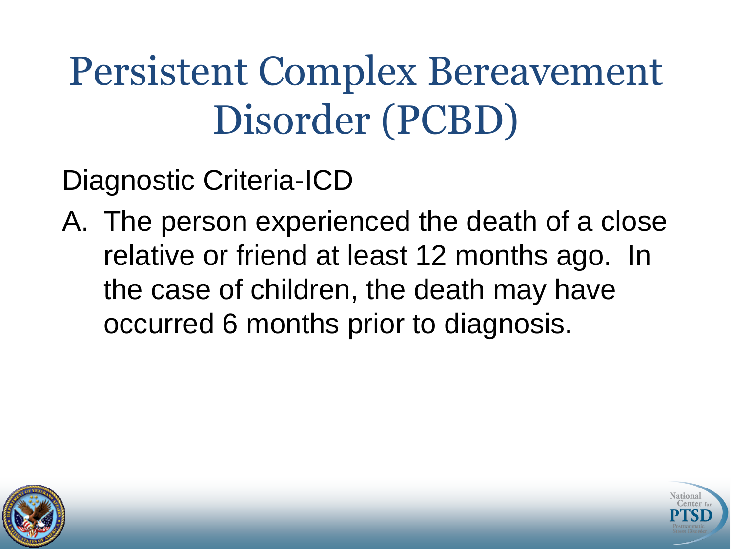# Persistent Complex Bereavement Disorder (PCBD)

Diagnostic Criteria-ICD

A. The person experienced the death of a close relative or friend at least 12 months ago. In the case of children, the death may have occurred 6 months prior to diagnosis.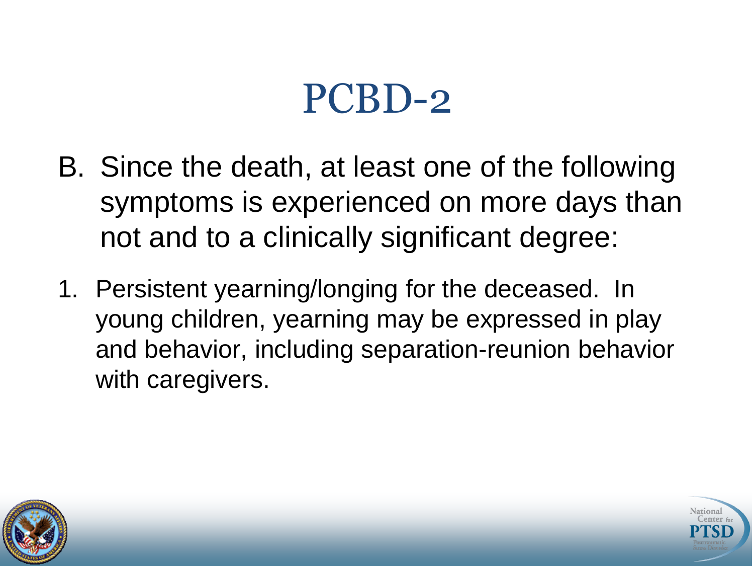# PCBD-2

B. Since the death, at least one of the following symptoms is experienced on more days than not and to a clinically significant degree:

1. Persistent yearning/longing for the deceased. In young children, yearning may be expressed in play and behavior, including separation-reunion behavior with caregivers.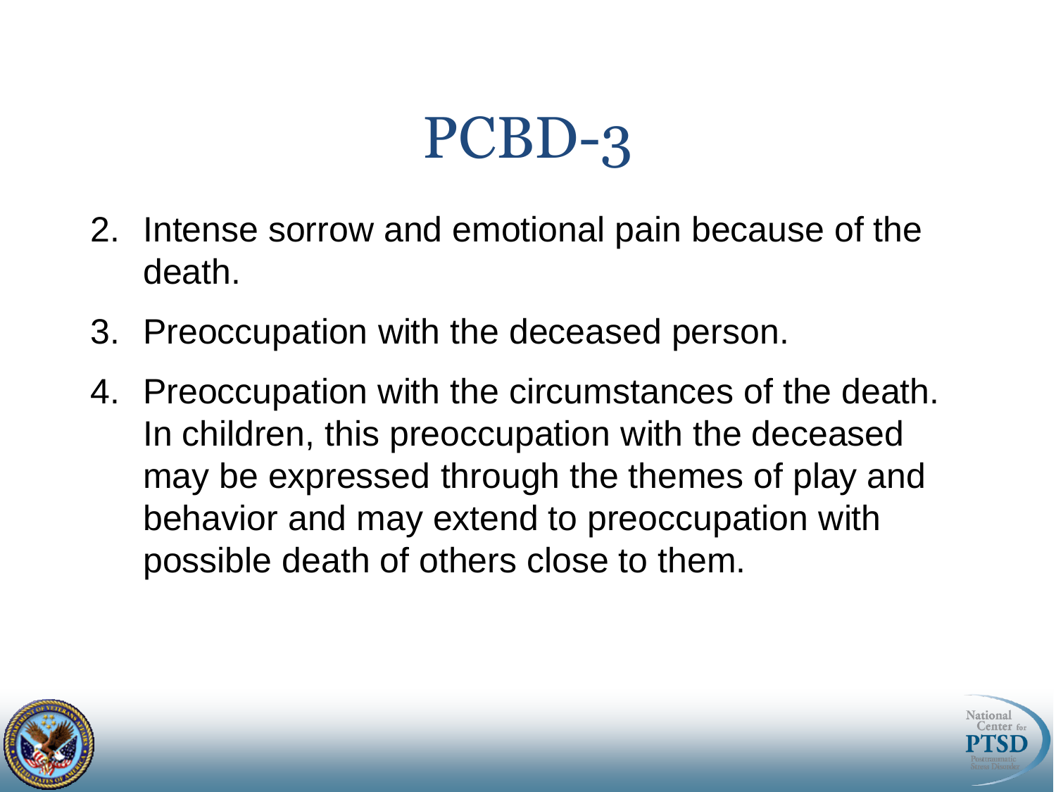# PCBD-3

2. Intense sorrow and emotional pain because of the death.
3. Preoccupation with the deceased person.
4. Preoccupation with the circumstances of the death. In children, this preoccupation with the deceased may be expressed through the themes of play and behavior and may extend to preoccupation with possible death of others close to them.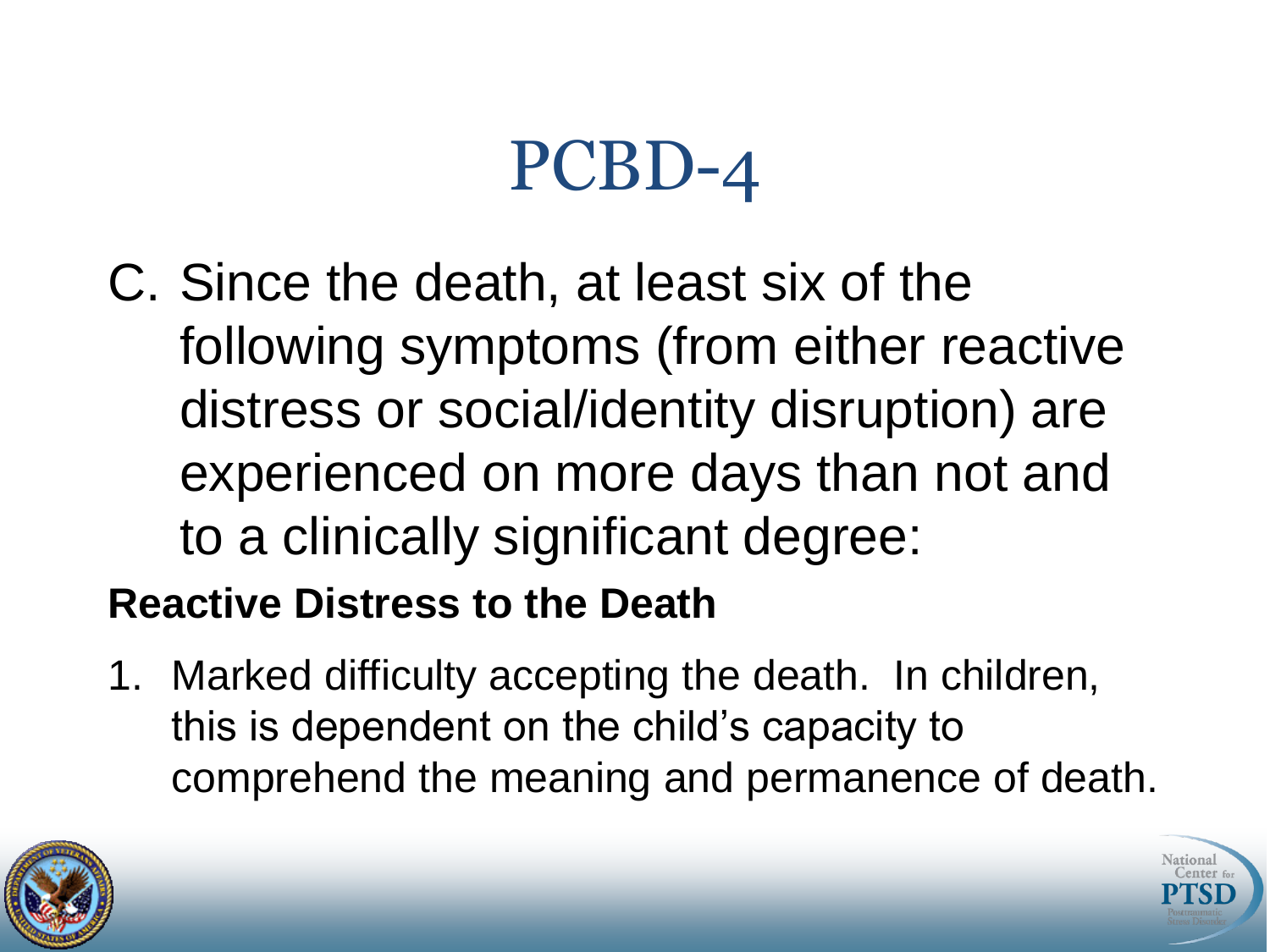# PCBD-4

C. Since the death, at least six of the following symptoms (from either reactive distress or social/identity disruption) are experienced on more days than not and to a clinically significant degree:

**Reactive Distress to the Death**

1. Marked difficulty accepting the death. In children, this is dependent on the child's capacity to comprehend the meaning and permanence of death.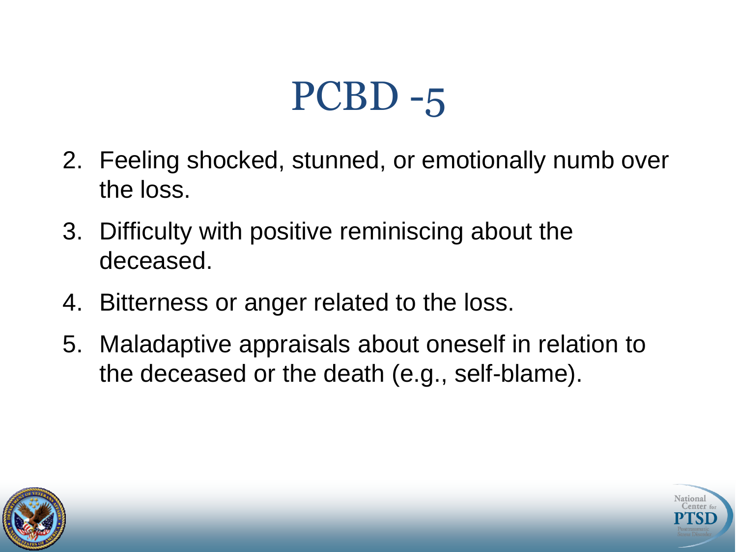# PCBD -5

2. Feeling shocked, stunned, or emotionally numb over the loss.
3. Difficulty with positive reminiscing about the deceased.
4. Bitterness or anger related to the loss.
5. Maladaptive appraisals about oneself in relation to the deceased or the death (e.g., self-blame).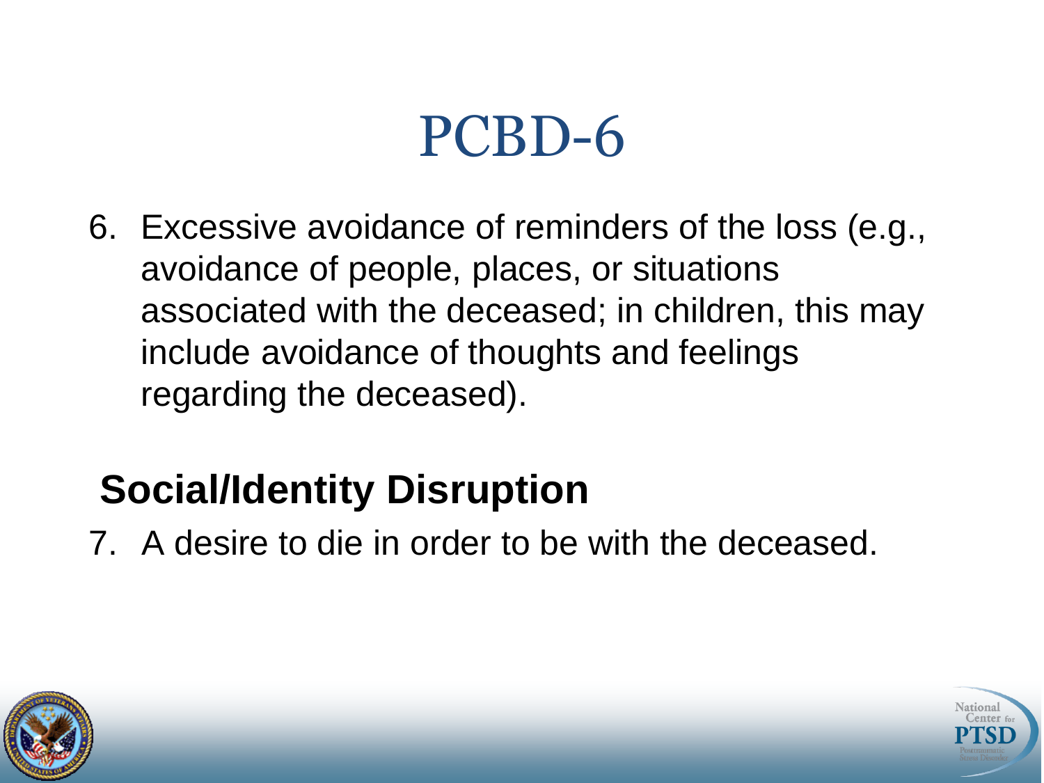# PCBD-6

6. Excessive avoidance of reminders of the loss (e.g., avoidance of people, places, or situations associated with the deceased; in children, this may include avoidance of thoughts and feelings regarding the deceased).

## Social/Identity Disruption

7. A desire to die in order to be with the deceased.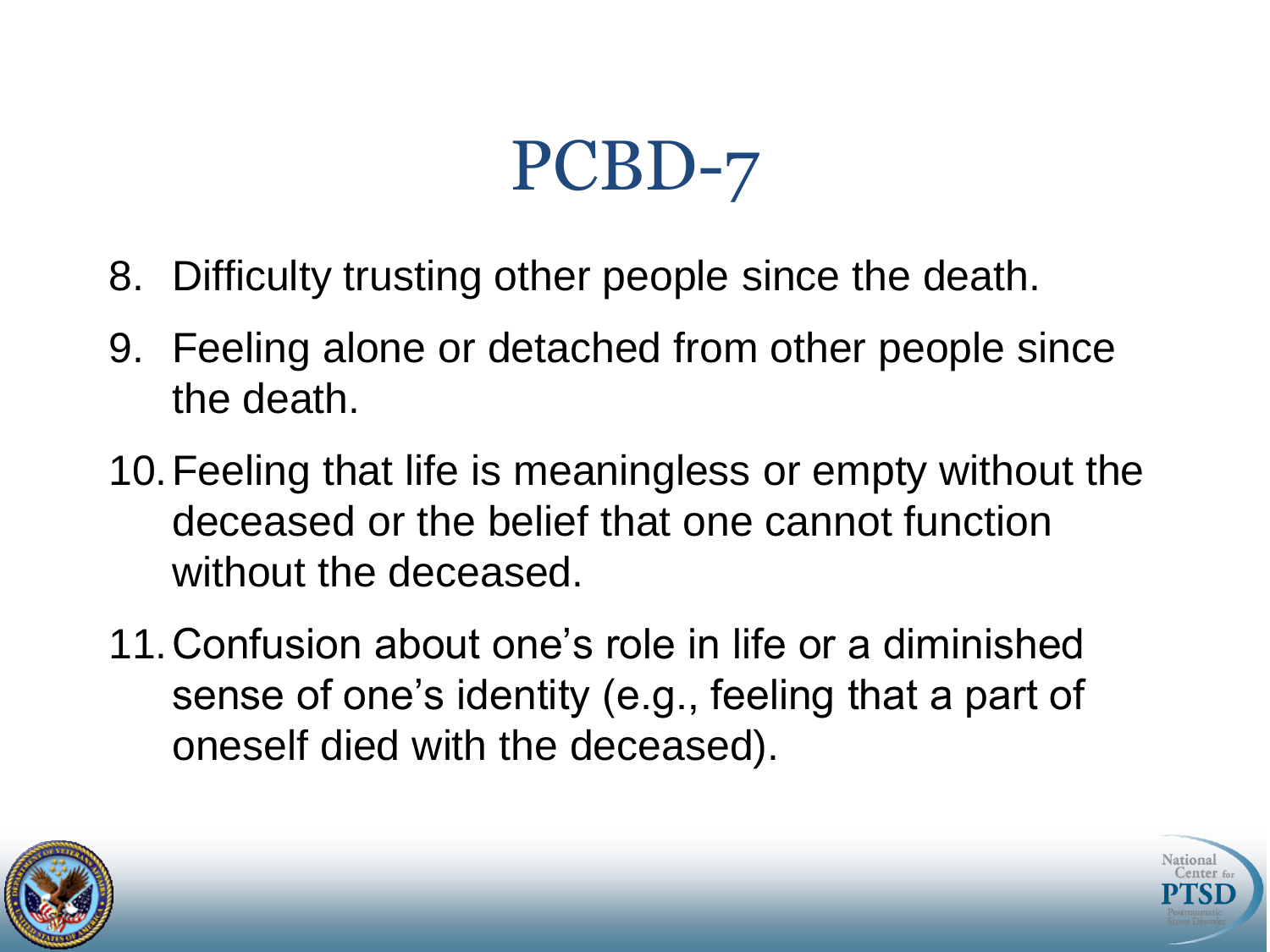# PCBD-7

8. Difficulty trusting other people since the death.
9. Feeling alone or detached from other people since the death.
10. Feeling that life is meaningless or empty without the deceased or the belief that one cannot function without the deceased.
11. Confusion about one's role in life or a diminished sense of one's identity (e.g., feeling that a part of oneself died with the deceased).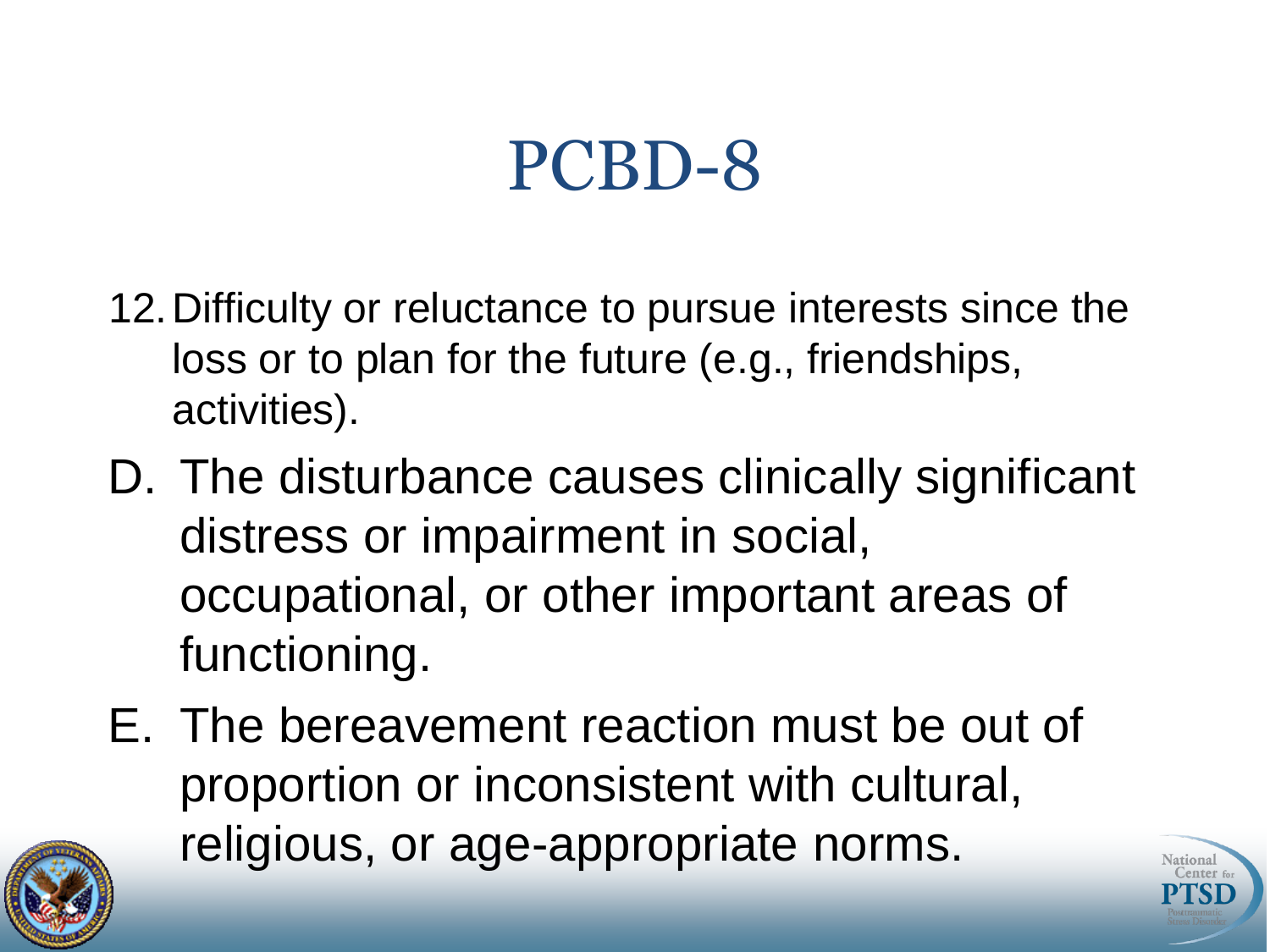# PCBD-8

12. Difficulty or reluctance to pursue interests since the loss or to plan for the future (e.g., friendships, activities).

D. The disturbance causes clinically significant distress or impairment in social, occupational, or other important areas of functioning.

E. The bereavement reaction must be out of proportion or inconsistent with cultural, religious, or age-appropriate norms.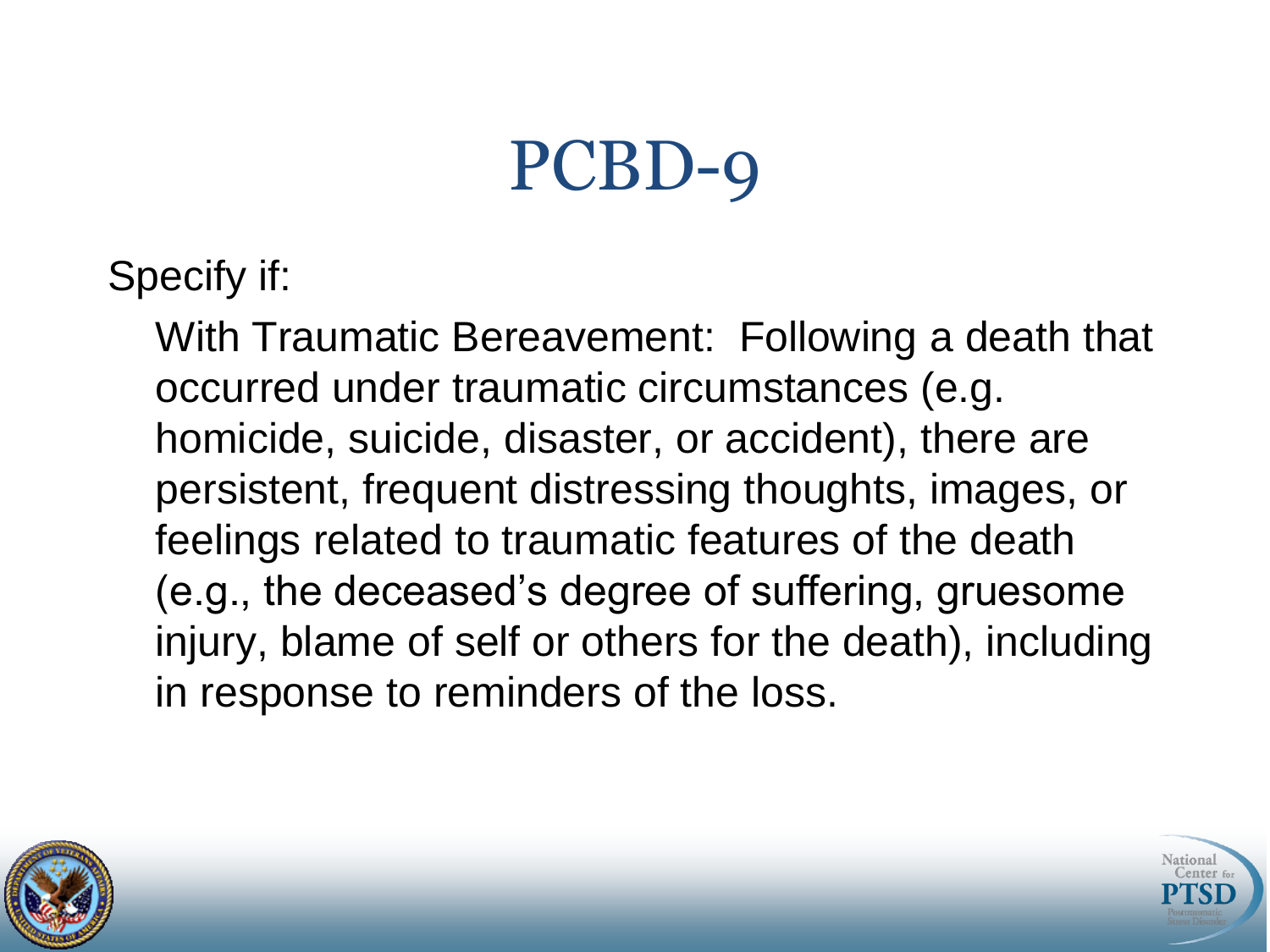# PCBD-9

Specify if:

With Traumatic Bereavement: Following a death that occurred under traumatic circumstances (e.g. homicide, suicide, disaster, or accident), there are persistent, frequent distressing thoughts, images, or feelings related to traumatic features of the death (e.g., the deceased's degree of suffering, gruesome injury, blame of self or others for the death), including in response to reminders of the loss.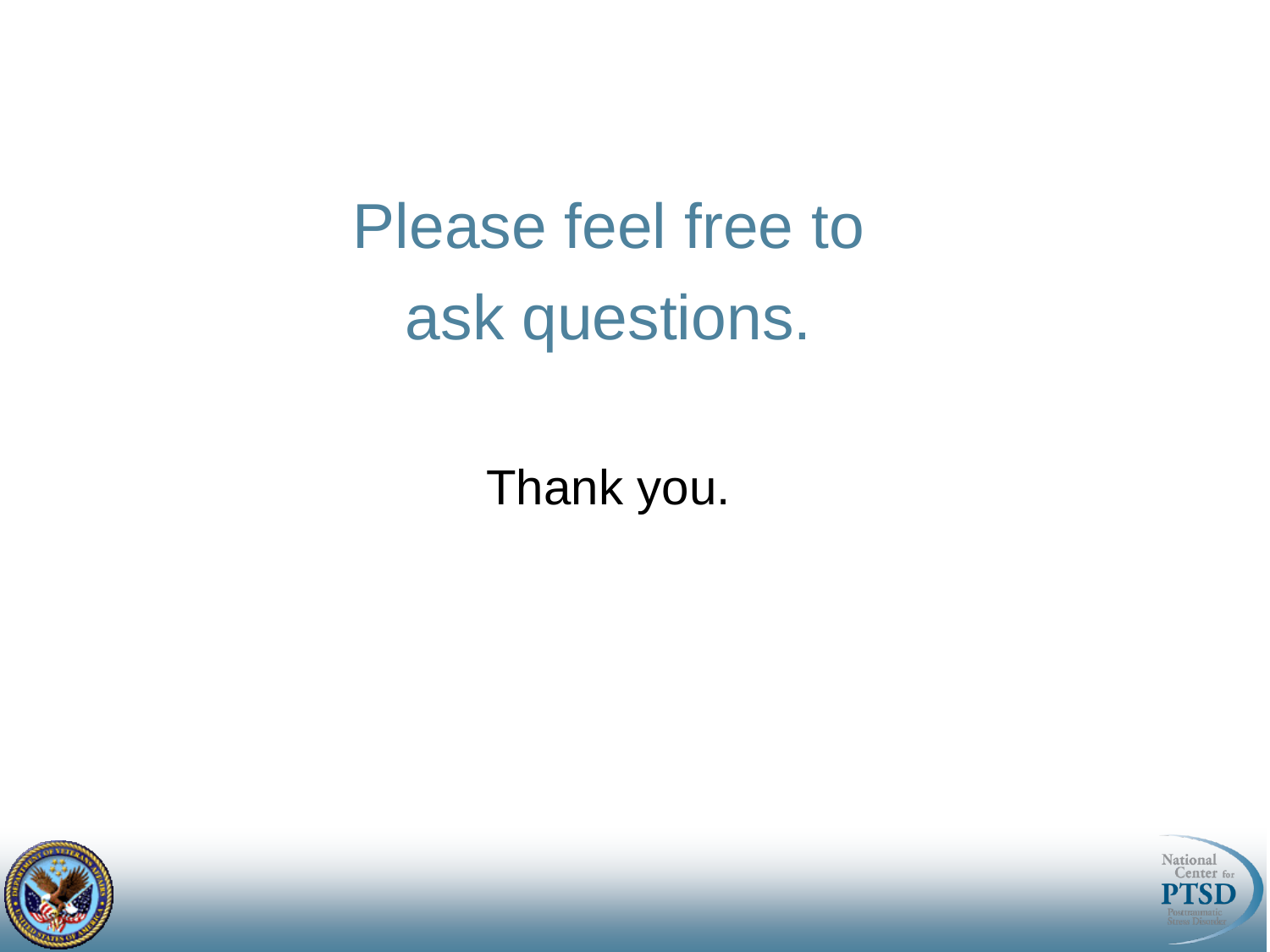# Please feel free to ask questions.

Thank you.